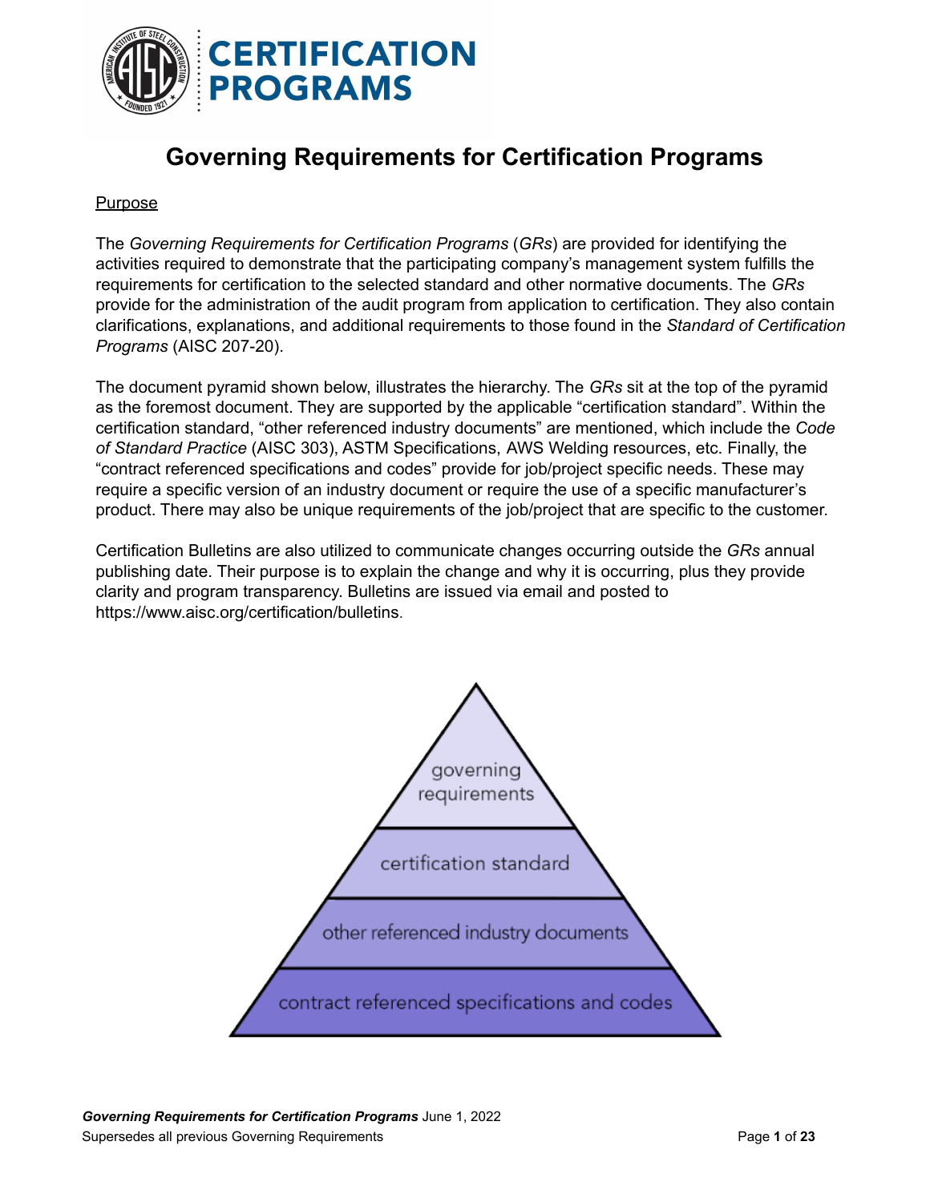# Governing Requirements for Certification Programs

## Purpose

The *Governing Requirements for Certification Programs* (*GRs*) are provided for identifying the activities required to demonstrate that the participating company's management system fulfills the requirements for certification to the selected standard and other normative documents. The *GRs* provide for the administration of the audit program from application to certification. They also contain clarifications, explanations, and additional requirements to those found in the *Standard of Certification Programs* (AISC 207-20).

The document pyramid shown below, illustrates the hierarchy. The *GRs* sit at the top of the pyramid as the foremost document. They are supported by the applicable "certification standard". Within the certification standard, "other referenced industry documents" are mentioned, which include the *Code of Standard Practice* (AISC 303), ASTM Specifications, AWS Welding resources, etc. Finally, the "contract referenced specifications and codes" provide for job/project specific needs. These may require a specific version of an industry document or require the use of a specific manufacturer's product. There may also be unique requirements of the job/project that are specific to the customer.

Certification Bulletins are also utilized to communicate changes occurring outside the *GRs* annual publishing date. Their purpose is to explain the change and why it is occurring, plus they provide clarity and program transparency. Bulletins are issued via email and posted to https://www.aisc.org/certification/bulletins.

governing requirements

certification standard

other referenced industry documents

contract referenced specifications and codes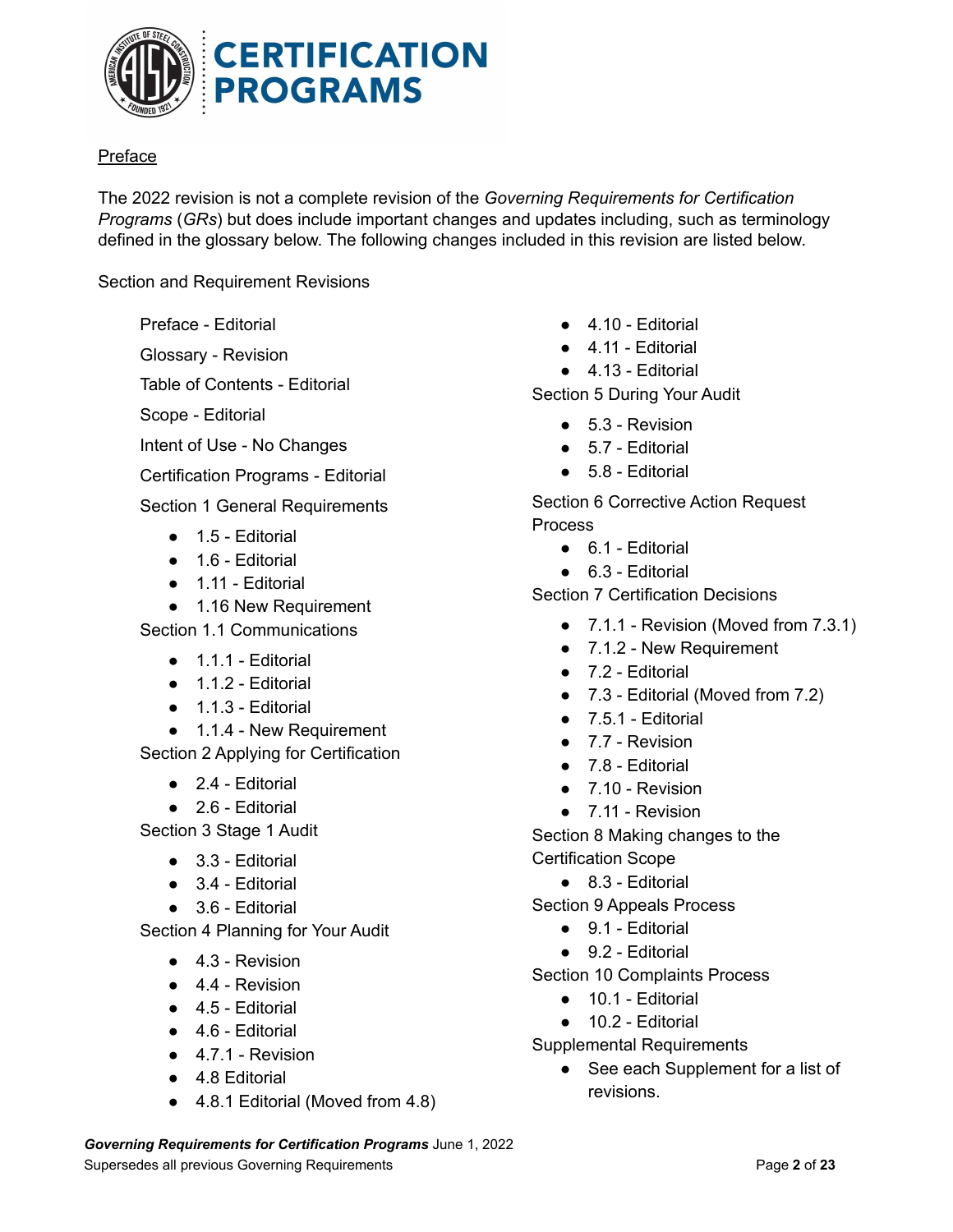## Preface

The 2022 revision is not a complete revision of the *Governing Requirements for Certification Programs* (*GRs*) but does include important changes and updates including, such as terminology defined in the glossary below. The following changes included in this revision are listed below.

Section and Requirement Revisions

Preface - Editorial

Glossary - Revision

Table of Contents - Editorial

Scope - Editorial

Intent of Use - No Changes

Certification Programs - Editorial

Section 1 General Requirements

- 1.5 - Editorial
- 1.6 - Editorial
- 1.11 - Editorial
- 1.16 New Requirement

Section 1.1 Communications

- 1.1.1 - Editorial
- 1.1.2 - Editorial
- 1.1.3 - Editorial
- 1.1.4 - New Requirement

Section 2 Applying for Certification

- 2.4 - Editorial
- 2.6 - Editorial

Section 3 Stage 1 Audit

- 3.3 - Editorial
- 3.4 - Editorial
- 3.6 - Editorial

Section 4 Planning for Your Audit

- 4.3 - Revision
- 4.4 - Revision
- 4.5 - Editorial
- 4.6 - Editorial
- 4.7.1 - Revision
- 4.8 Editorial
- 4.8.1 Editorial (Moved from 4.8)
- 4.10 - Editorial
- 4.11 - Editorial
- 4.13 - Editorial

Section 5 During Your Audit

- 5.3 - Revision
- 5.7 - Editorial
- 5.8 - Editorial

Section 6 Corrective Action Request Process

- 6.1 - Editorial
- 6.3 - Editorial

Section 7 Certification Decisions

- 7.1.1 - Revision (Moved from 7.3.1)
- 7.1.2 - New Requirement
- 7.2 - Editorial
- 7.3 - Editorial (Moved from 7.2)
- 7.5.1 - Editorial
- 7.7 - Revision
- 7.8 - Editorial
- 7.10 - Revision
- 7.11 - Revision

Section 8 Making changes to the Certification Scope

- 8.3 - Editorial

Section 9 Appeals Process

- 9.1 - Editorial
- 9.2 - Editorial

Section 10 Complaints Process

- 10.1 - Editorial
- 10.2 - Editorial

Supplemental Requirements

- See each Supplement for a list of revisions.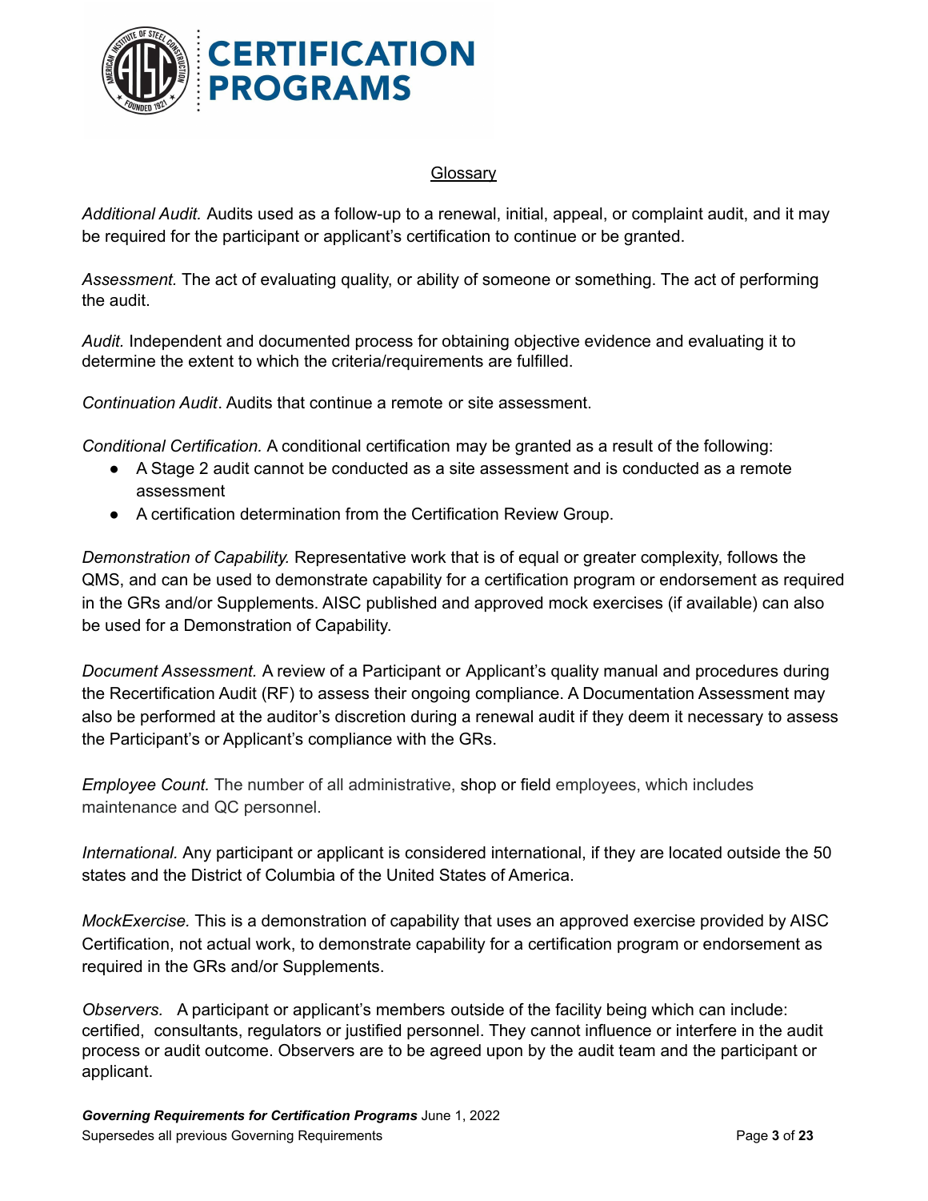## Glossary

*Additional Audit.* Audits used as a follow-up to a renewal, initial, appeal, or complaint audit, and it may be required for the participant or applicant's certification to continue or be granted.

*Assessment.* The act of evaluating quality, or ability of someone or something. The act of performing the audit.

*Audit.* Independent and documented process for obtaining objective evidence and evaluating it to determine the extent to which the criteria/requirements are fulfilled.

*Continuation Audit*. Audits that continue a remote or site assessment.

*Conditional Certification.* A conditional certification may be granted as a result of the following:

- A Stage 2 audit cannot be conducted as a site assessment and is conducted as a remote assessment
- A certification determination from the Certification Review Group.

*Demonstration of Capability.* Representative work that is of equal or greater complexity, follows the QMS, and can be used to demonstrate capability for a certification program or endorsement as required in the GRs and/or Supplements. AISC published and approved mock exercises (if available) can also be used for a Demonstration of Capability.

*Document Assessment.* A review of a Participant or Applicant's quality manual and procedures during the Recertification Audit (RF) to assess their ongoing compliance. A Documentation Assessment may also be performed at the auditor's discretion during a renewal audit if they deem it necessary to assess the Participant's or Applicant's compliance with the GRs.

*Employee Count.* The number of all administrative, shop or field employees, which includes maintenance and QC personnel.

*International.* Any participant or applicant is considered international, if they are located outside the 50 states and the District of Columbia of the United States of America.

*MockExercise.* This is a demonstration of capability that uses an approved exercise provided by AISC Certification, not actual work, to demonstrate capability for a certification program or endorsement as required in the GRs and/or Supplements.

*Observers.* A participant or applicant's members outside of the facility being which can include: certified, consultants, regulators or justified personnel. They cannot influence or interfere in the audit process or audit outcome. Observers are to be agreed upon by the audit team and the participant or applicant.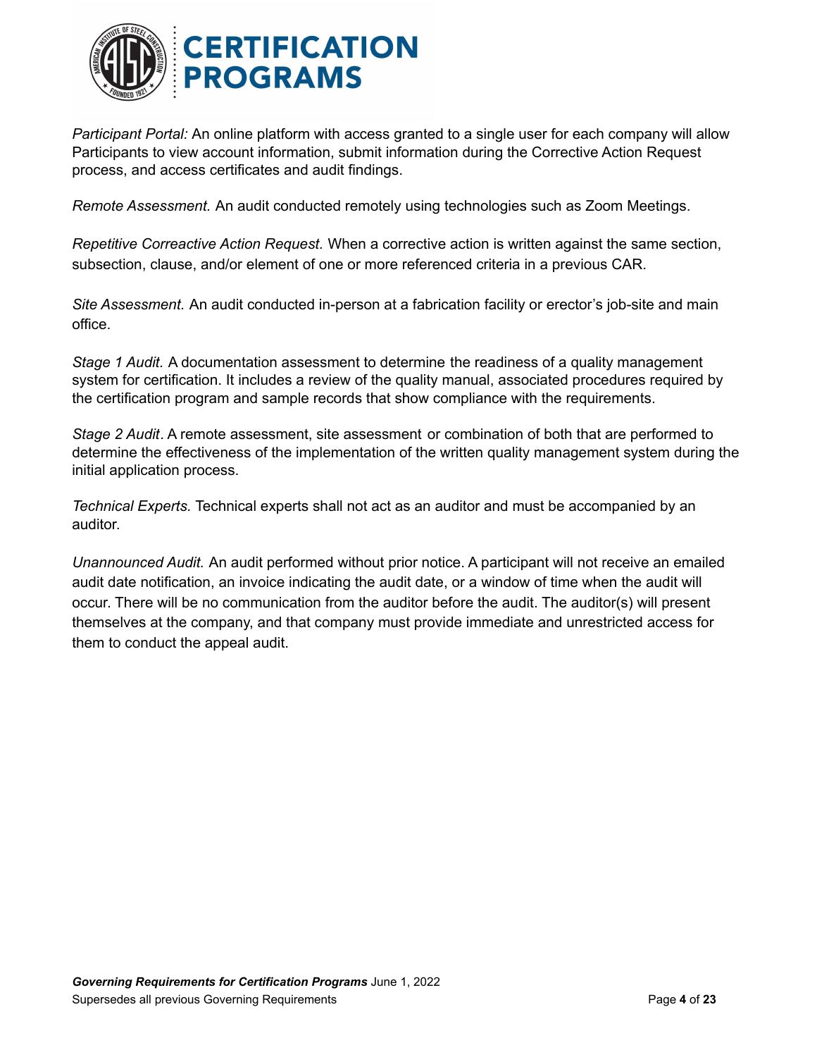*Participant Portal:* An online platform with access granted to a single user for each company will allow Participants to view account information, submit information during the Corrective Action Request process, and access certificates and audit findings.

*Remote Assessment.* An audit conducted remotely using technologies such as Zoom Meetings.

*Repetitive Correactive Action Request.* When a corrective action is written against the same section, subsection, clause, and/or element of one or more referenced criteria in a previous CAR.

*Site Assessment.* An audit conducted in-person at a fabrication facility or erector's job-site and main office.

*Stage 1 Audit.* A documentation assessment to determine the readiness of a quality management system for certification. It includes a review of the quality manual, associated procedures required by the certification program and sample records that show compliance with the requirements.

*Stage 2 Audit*. A remote assessment, site assessment or combination of both that are performed to determine the effectiveness of the implementation of the written quality management system during the initial application process.

*Technical Experts.* Technical experts shall not act as an auditor and must be accompanied by an auditor.

*Unannounced Audit.* An audit performed without prior notice. A participant will not receive an emailed audit date notification, an invoice indicating the audit date, or a window of time when the audit will occur. There will be no communication from the auditor before the audit. The auditor(s) will present themselves at the company, and that company must provide immediate and unrestricted access for them to conduct the appeal audit.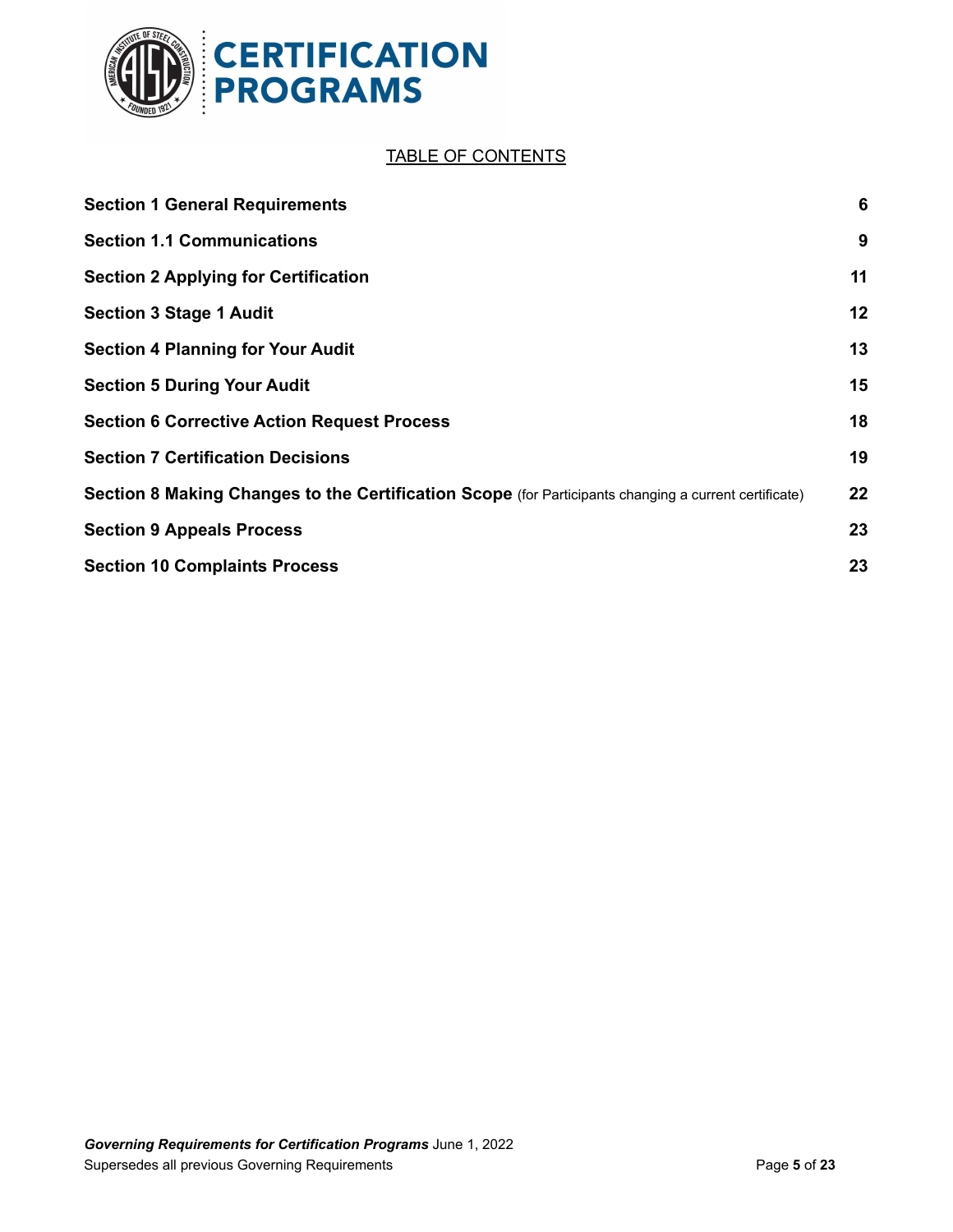TABLE OF CONTENTS

| | |
|---|---|
| **Section 1 General Requirements** | **6** |
| **Section 1.1 Communications** | **9** |
| **Section 2 Applying for Certification** | **11** |
| **Section 3 Stage 1 Audit** | **12** |
| **Section 4 Planning for Your Audit** | **13** |
| **Section 5 During Your Audit** | **15** |
| **Section 6 Corrective Action Request Process** | **18** |
| **Section 7 Certification Decisions** | **19** |
| **Section 8 Making Changes to the Certification Scope** (for Participants changing a current certificate) | **22** |
| **Section 9 Appeals Process** | **23** |
| **Section 10 Complaints Process** | **23** |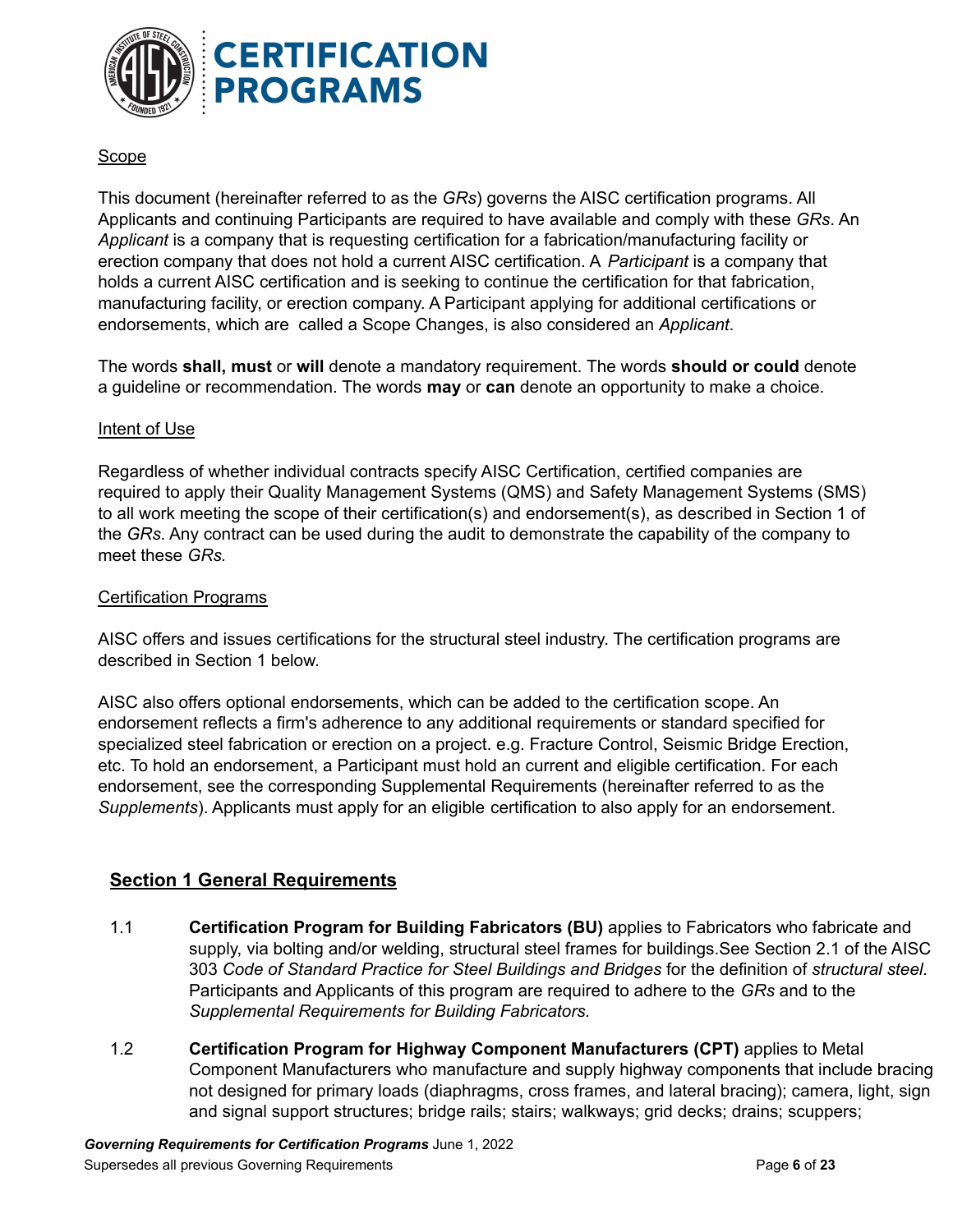Scope

This document (hereinafter referred to as the *GRs*) governs the AISC certification programs. All Applicants and continuing Participants are required to have available and comply with these *GRs*. An *Applicant* is a company that is requesting certification for a fabrication/manufacturing facility or erection company that does not hold a current AISC certification. A *Participant* is a company that holds a current AISC certification and is seeking to continue the certification for that fabrication, manufacturing facility, or erection company. A Participant applying for additional certifications or endorsements, which are called a Scope Changes, is also considered an *Applicant*.

The words **shall, must** or **will** denote a mandatory requirement. The words **should or could** denote a guideline or recommendation. The words **may** or **can** denote an opportunity to make a choice.

Intent of Use

Regardless of whether individual contracts specify AISC Certification, certified companies are required to apply their Quality Management Systems (QMS) and Safety Management Systems (SMS) to all work meeting the scope of their certification(s) and endorsement(s), as described in Section 1 of the *GRs*. Any contract can be used during the audit to demonstrate the capability of the company to meet these *GRs.*

Certification Programs

AISC offers and issues certifications for the structural steel industry. The certification programs are described in Section 1 below.

AISC also offers optional endorsements, which can be added to the certification scope. An endorsement reflects a firm's adherence to any additional requirements or standard specified for specialized steel fabrication or erection on a project. e.g. Fracture Control, Seismic Bridge Erection, etc. To hold an endorsement, a Participant must hold an current and eligible certification. For each endorsement, see the corresponding Supplemental Requirements (hereinafter referred to as the *Supplements*). Applicants must apply for an eligible certification to also apply for an endorsement.

## Section 1 General Requirements

1.1 **Certification Program for Building Fabricators (BU)** applies to Fabricators who fabricate and supply, via bolting and/or welding, structural steel frames for buildings.See Section 2.1 of the AISC 303 *Code of Standard Practice for Steel Buildings and Bridges* for the definition of *structural steel.* Participants and Applicants of this program are required to adhere to the *GRs* and to the *Supplemental Requirements for Building Fabricators.*

1.2 **Certification Program for Highway Component Manufacturers (CPT)** applies to Metal Component Manufacturers who manufacture and supply highway components that include bracing not designed for primary loads (diaphragms, cross frames, and lateral bracing); camera, light, sign and signal support structures; bridge rails; stairs; walkways; grid decks; drains; scuppers;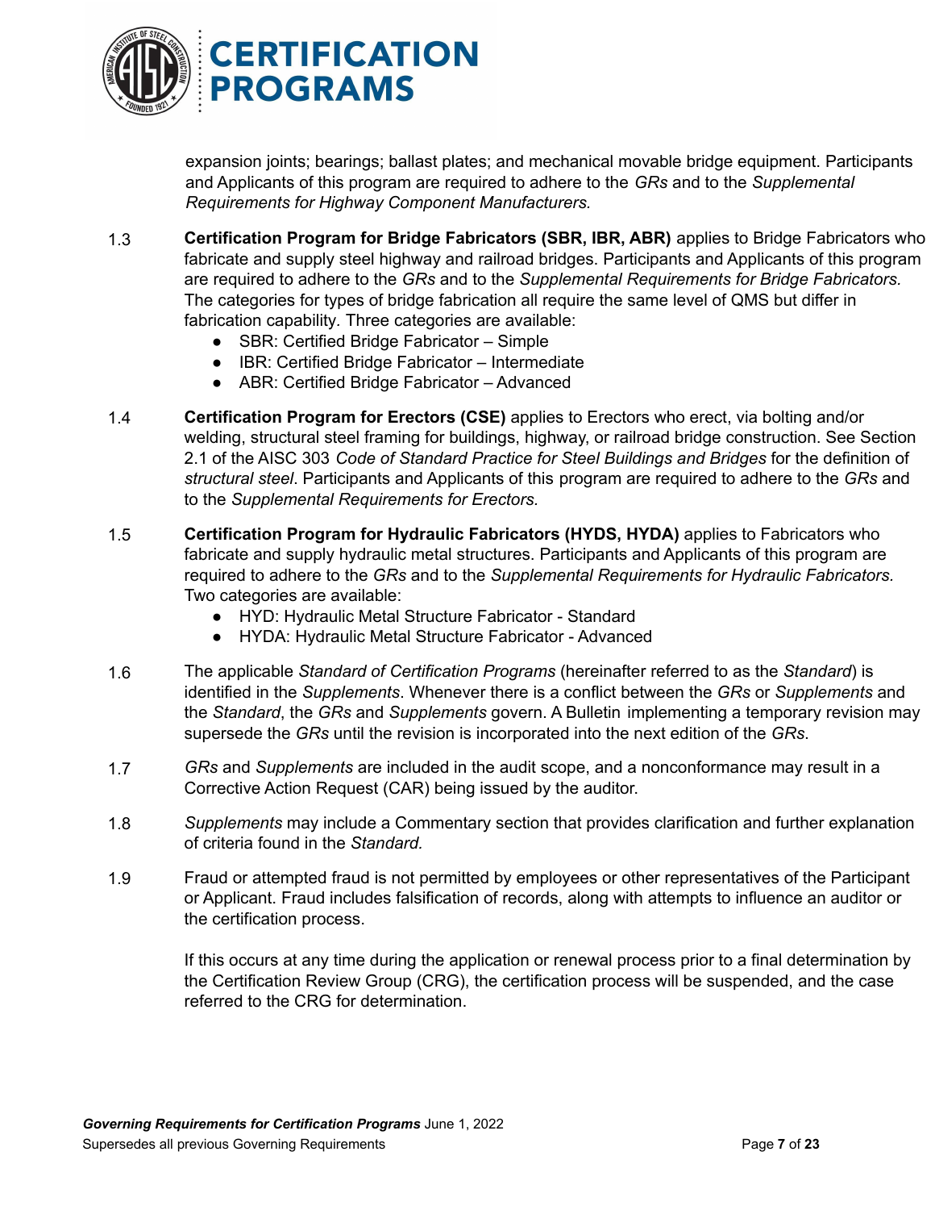expansion joints; bearings; ballast plates; and mechanical movable bridge equipment. Participants and Applicants of this program are required to adhere to the *GRs* and to the *Supplemental Requirements for Highway Component Manufacturers.*

1.3 **Certification Program for Bridge Fabricators (SBR, IBR, ABR)** applies to Bridge Fabricators who fabricate and supply steel highway and railroad bridges. Participants and Applicants of this program are required to adhere to the *GRs* and to the *Supplemental Requirements for Bridge Fabricators.* The categories for types of bridge fabrication all require the same level of QMS but differ in fabrication capability. Three categories are available:

- SBR: Certified Bridge Fabricator – Simple
- IBR: Certified Bridge Fabricator – Intermediate
- ABR: Certified Bridge Fabricator – Advanced

1.4 **Certification Program for Erectors (CSE)** applies to Erectors who erect, via bolting and/or welding, structural steel framing for buildings, highway, or railroad bridge construction. See Section 2.1 of the AISC 303 *Code of Standard Practice for Steel Buildings and Bridges* for the definition of *structural steel*. Participants and Applicants of this program are required to adhere to the *GRs* and to the *Supplemental Requirements for Erectors.*

1.5 **Certification Program for Hydraulic Fabricators (HYDS, HYDA)** applies to Fabricators who fabricate and supply hydraulic metal structures. Participants and Applicants of this program are required to adhere to the *GRs* and to the *Supplemental Requirements for Hydraulic Fabricators.* Two categories are available:

- HYD: Hydraulic Metal Structure Fabricator - Standard
- HYDA: Hydraulic Metal Structure Fabricator - Advanced

1.6 The applicable *Standard of Certification Programs* (hereinafter referred to as the *Standard*) is identified in the *Supplements*. Whenever there is a conflict between the *GRs* or *Supplements* and the *Standard*, the *GRs* and *Supplements* govern. A Bulletin implementing a temporary revision may supersede the *GRs* until the revision is incorporated into the next edition of the *GRs*.

1.7 *GRs* and *Supplements* are included in the audit scope, and a nonconformance may result in a Corrective Action Request (CAR) being issued by the auditor.

1.8 *Supplements* may include a Commentary section that provides clarification and further explanation of criteria found in the *Standard.*

1.9 Fraud or attempted fraud is not permitted by employees or other representatives of the Participant or Applicant. Fraud includes falsification of records, along with attempts to influence an auditor or the certification process.

If this occurs at any time during the application or renewal process prior to a final determination by the Certification Review Group (CRG), the certification process will be suspended, and the case referred to the CRG for determination.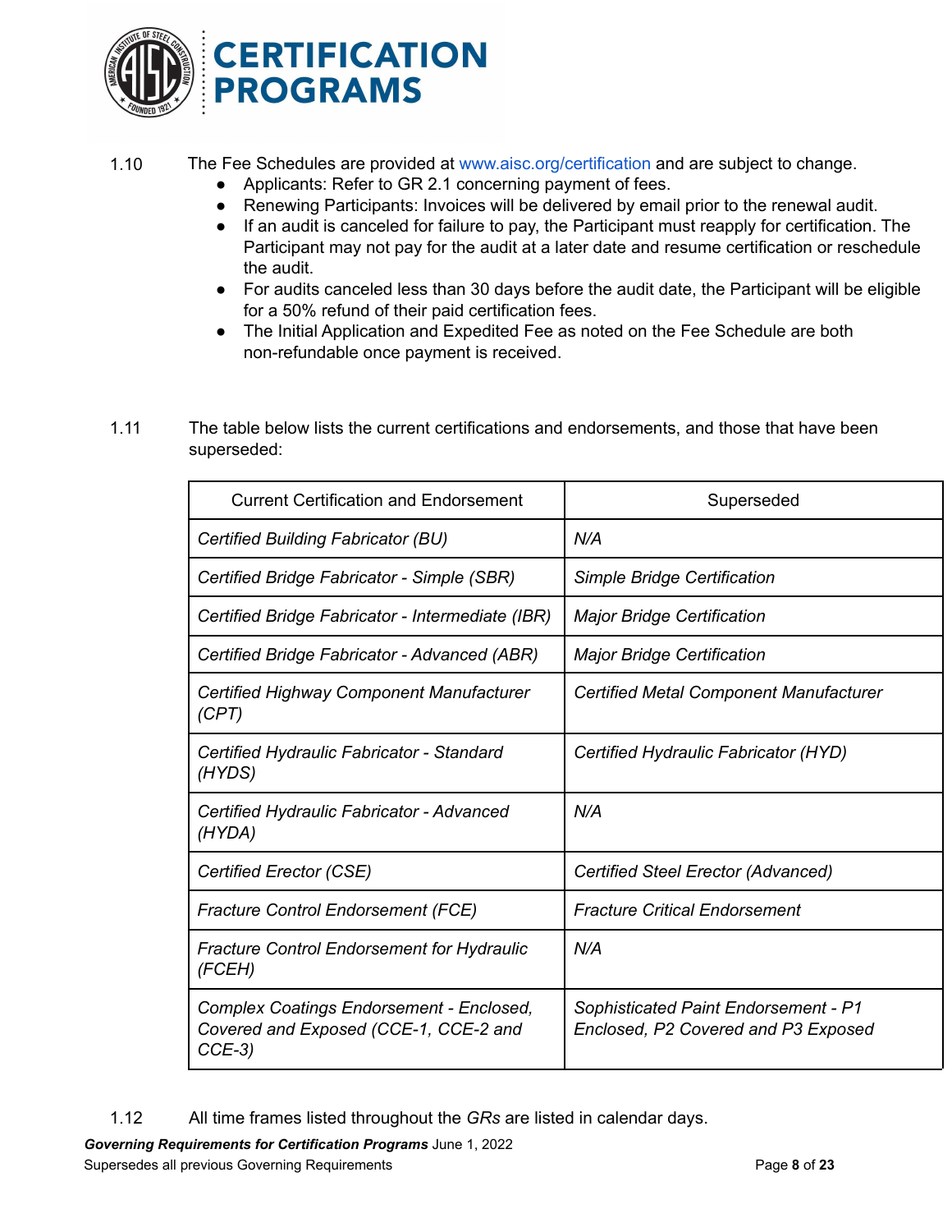1.10 The Fee Schedules are provided at www.aisc.org/certification and are subject to change.

- Applicants: Refer to GR 2.1 concerning payment of fees.
- Renewing Participants: Invoices will be delivered by email prior to the renewal audit.
- If an audit is canceled for failure to pay, the Participant must reapply for certification. The Participant may not pay for the audit at a later date and resume certification or reschedule the audit.
- For audits canceled less than 30 days before the audit date, the Participant will be eligible for a 50% refund of their paid certification fees.
- The Initial Application and Expedited Fee as noted on the Fee Schedule are both non-refundable once payment is received.

1.11 The table below lists the current certifications and endorsements, and those that have been superseded:

| Current Certification and Endorsement | Superseded |
| --- | --- |
| *Certified Building Fabricator (BU)* | *N/A* |
| *Certified Bridge Fabricator - Simple (SBR)* | *Simple Bridge Certification* |
| *Certified Bridge Fabricator - Intermediate (IBR)* | *Major Bridge Certification* |
| *Certified Bridge Fabricator - Advanced (ABR)* | *Major Bridge Certification* |
| *Certified Highway Component Manufacturer (CPT)* | *Certified Metal Component Manufacturer* |
| *Certified Hydraulic Fabricator - Standard (HYDS)* | *Certified Hydraulic Fabricator (HYD)* |
| *Certified Hydraulic Fabricator - Advanced (HYDA)* | *N/A* |
| *Certified Erector (CSE)* | *Certified Steel Erector (Advanced)* |
| *Fracture Control Endorsement (FCE)* | *Fracture Critical Endorsement* |
| *Fracture Control Endorsement for Hydraulic (FCEH)* | *N/A* |
| *Complex Coatings Endorsement - Enclosed, Covered and Exposed (CCE-1, CCE-2 and CCE-3)* | *Sophisticated Paint Endorsement - P1 Enclosed, P2 Covered and P3 Exposed* |

1.12 All time frames listed throughout the *GRs* are listed in calendar days.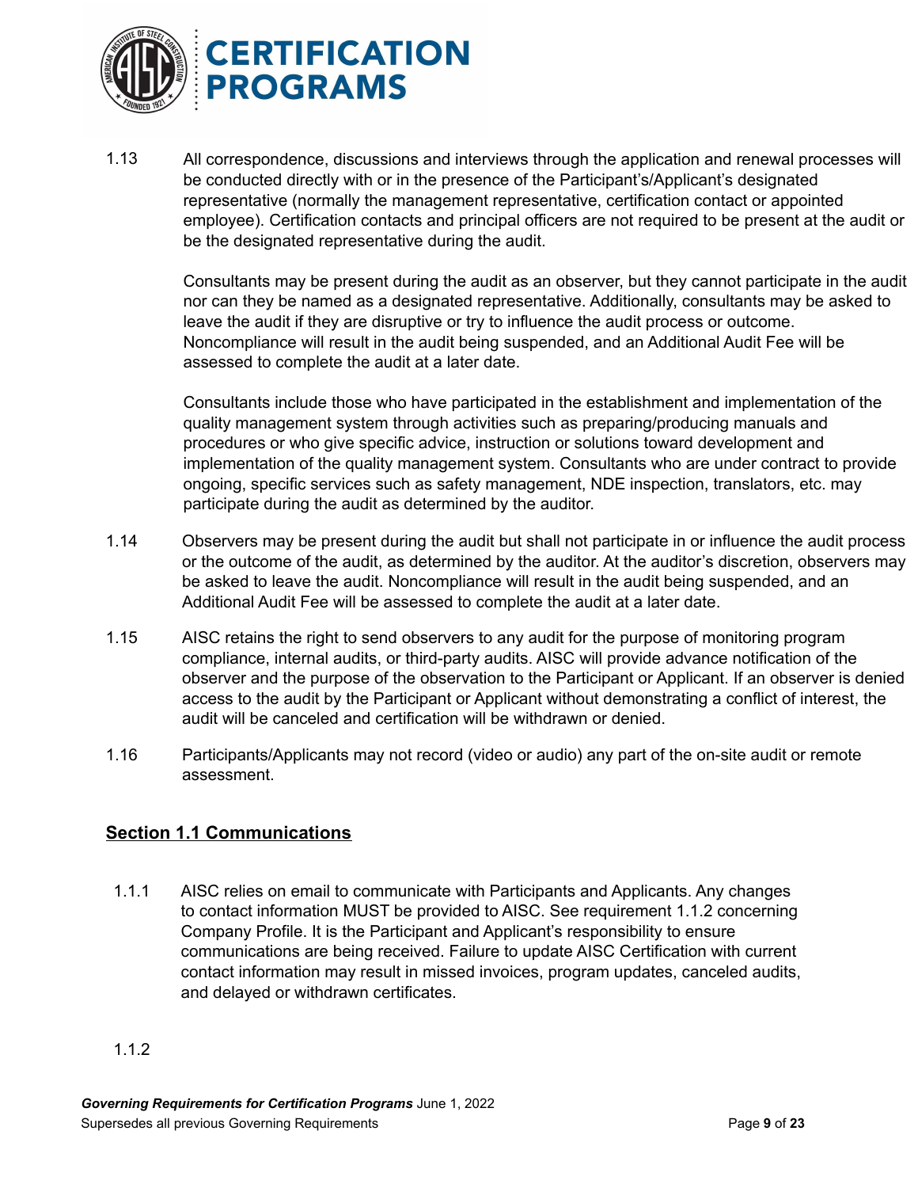1.13 All correspondence, discussions and interviews through the application and renewal processes will be conducted directly with or in the presence of the Participant's/Applicant's designated representative (normally the management representative, certification contact or appointed employee). Certification contacts and principal officers are not required to be present at the audit or be the designated representative during the audit.

Consultants may be present during the audit as an observer, but they cannot participate in the audit nor can they be named as a designated representative. Additionally, consultants may be asked to leave the audit if they are disruptive or try to influence the audit process or outcome. Noncompliance will result in the audit being suspended, and an Additional Audit Fee will be assessed to complete the audit at a later date.

Consultants include those who have participated in the establishment and implementation of the quality management system through activities such as preparing/producing manuals and procedures or who give specific advice, instruction or solutions toward development and implementation of the quality management system. Consultants who are under contract to provide ongoing, specific services such as safety management, NDE inspection, translators, etc. may participate during the audit as determined by the auditor.

1.14 Observers may be present during the audit but shall not participate in or influence the audit process or the outcome of the audit, as determined by the auditor. At the auditor's discretion, observers may be asked to leave the audit. Noncompliance will result in the audit being suspended, and an Additional Audit Fee will be assessed to complete the audit at a later date.

1.15 AISC retains the right to send observers to any audit for the purpose of monitoring program compliance, internal audits, or third-party audits. AISC will provide advance notification of the observer and the purpose of the observation to the Participant or Applicant. If an observer is denied access to the audit by the Participant or Applicant without demonstrating a conflict of interest, the audit will be canceled and certification will be withdrawn or denied.

1.16 Participants/Applicants may not record (video or audio) any part of the on-site audit or remote assessment.

## Section 1.1 Communications

1.1.1 AISC relies on email to communicate with Participants and Applicants. Any changes to contact information MUST be provided to AISC. See requirement 1.1.2 concerning Company Profile. It is the Participant and Applicant's responsibility to ensure communications are being received. Failure to update AISC Certification with current contact information may result in missed invoices, program updates, canceled audits, and delayed or withdrawn certificates.

1.1.2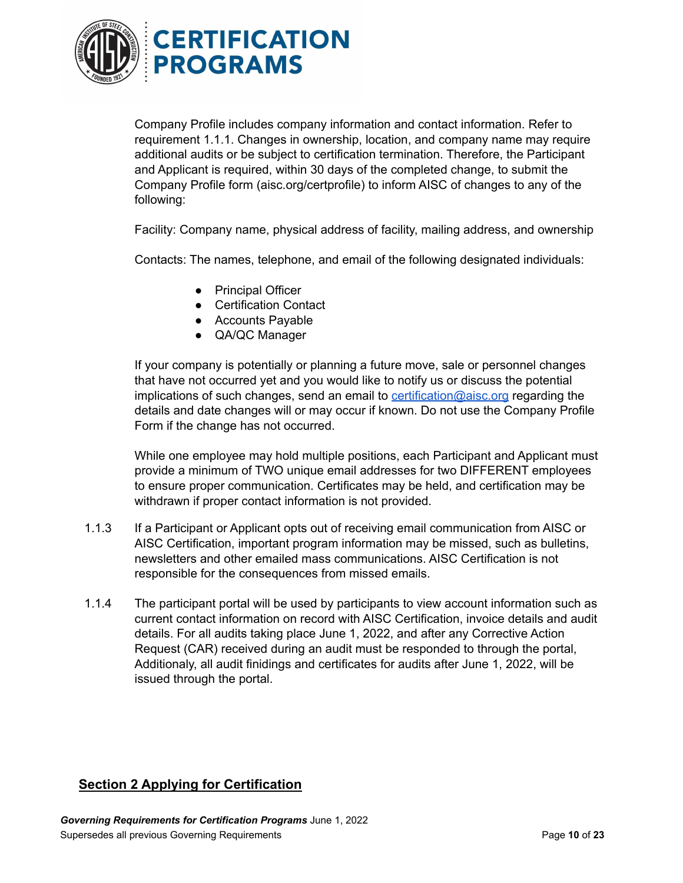Company Profile includes company information and contact information. Refer to requirement 1.1.1. Changes in ownership, location, and company name may require additional audits or be subject to certification termination. Therefore, the Participant and Applicant is required, within 30 days of the completed change, to submit the Company Profile form (aisc.org/certprofile) to inform AISC of changes to any of the following:

Facility: Company name, physical address of facility, mailing address, and ownership

Contacts: The names, telephone, and email of the following designated individuals:

- Principal Officer
- Certification Contact
- Accounts Payable
- QA/QC Manager

If your company is potentially or planning a future move, sale or personnel changes that have not occurred yet and you would like to notify us or discuss the potential implications of such changes, send an email to certification@aisc.org regarding the details and date changes will or may occur if known. Do not use the Company Profile Form if the change has not occurred.

While one employee may hold multiple positions, each Participant and Applicant must provide a minimum of TWO unique email addresses for two DIFFERENT employees to ensure proper communication. Certificates may be held, and certification may be withdrawn if proper contact information is not provided.

1.1.3 If a Participant or Applicant opts out of receiving email communication from AISC or AISC Certification, important program information may be missed, such as bulletins, newsletters and other emailed mass communications. AISC Certification is not responsible for the consequences from missed emails.

1.1.4 The participant portal will be used by participants to view account information such as current contact information on record with AISC Certification, invoice details and audit details. For all audits taking place June 1, 2022, and after any Corrective Action Request (CAR) received during an audit must be responded to through the portal, Additionaly, all audit finidings and certificates for audits after June 1, 2022, will be issued through the portal.

## Section 2 Applying for Certification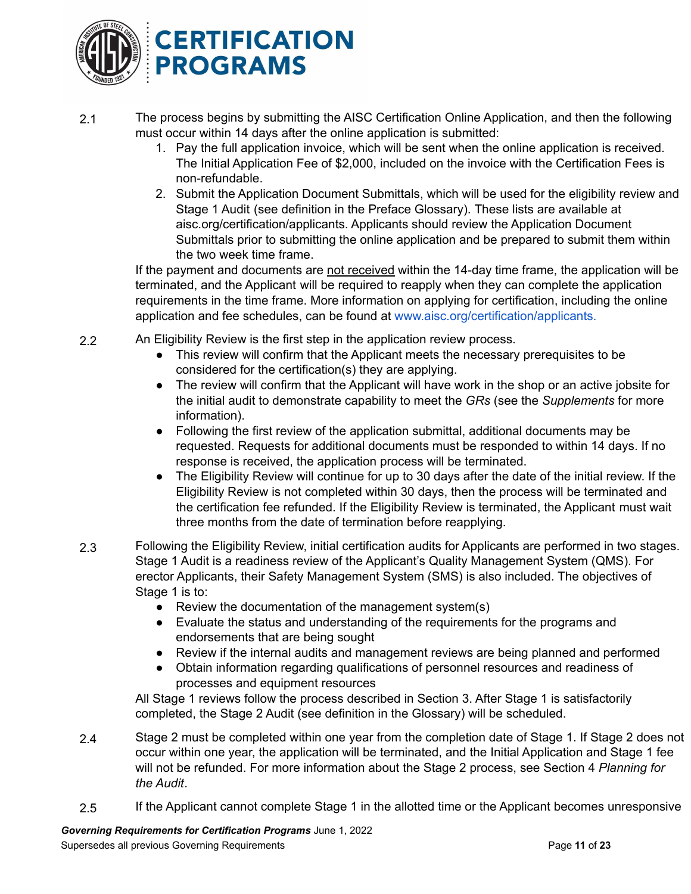2.1 The process begins by submitting the AISC Certification Online Application, and then the following must occur within 14 days after the online application is submitted:

1. Pay the full application invoice, which will be sent when the online application is received. The Initial Application Fee of $2,000, included on the invoice with the Certification Fees is non-refundable.
2. Submit the Application Document Submittals, which will be used for the eligibility review and Stage 1 Audit (see definition in the Preface Glossary). These lists are available at aisc.org/certification/applicants. Applicants should review the Application Document Submittals prior to submitting the online application and be prepared to submit them within the two week time frame.

If the payment and documents are <u>not received</u> within the 14-day time frame, the application will be terminated, and the Applicant will be required to reapply when they can complete the application requirements in the time frame. More information on applying for certification, including the online application and fee schedules, can be found at www.aisc.org/certification/applicants.

2.2 An Eligibility Review is the first step in the application review process.

- This review will confirm that the Applicant meets the necessary prerequisites to be considered for the certification(s) they are applying.
- The review will confirm that the Applicant will have work in the shop or an active jobsite for the initial audit to demonstrate capability to meet the *GRs* (see the *Supplements* for more information).
- Following the first review of the application submittal, additional documents may be requested. Requests for additional documents must be responded to within 14 days. If no response is received, the application process will be terminated.
- The Eligibility Review will continue for up to 30 days after the date of the initial review. If the Eligibility Review is not completed within 30 days, then the process will be terminated and the certification fee refunded. If the Eligibility Review is terminated, the Applicant must wait three months from the date of termination before reapplying.

2.3 Following the Eligibility Review, initial certification audits for Applicants are performed in two stages. Stage 1 Audit is a readiness review of the Applicant's Quality Management System (QMS). For erector Applicants, their Safety Management System (SMS) is also included. The objectives of Stage 1 is to:

- Review the documentation of the management system(s)
- Evaluate the status and understanding of the requirements for the programs and endorsements that are being sought
- Review if the internal audits and management reviews are being planned and performed
- Obtain information regarding qualifications of personnel resources and readiness of processes and equipment resources

All Stage 1 reviews follow the process described in Section 3. After Stage 1 is satisfactorily completed, the Stage 2 Audit (see definition in the Glossary) will be scheduled.

2.4 Stage 2 must be completed within one year from the completion date of Stage 1. If Stage 2 does not occur within one year, the application will be terminated, and the Initial Application and Stage 1 fee will not be refunded. For more information about the Stage 2 process, see Section 4 *Planning for the Audit*.

2.5 If the Applicant cannot complete Stage 1 in the allotted time or the Applicant becomes unresponsive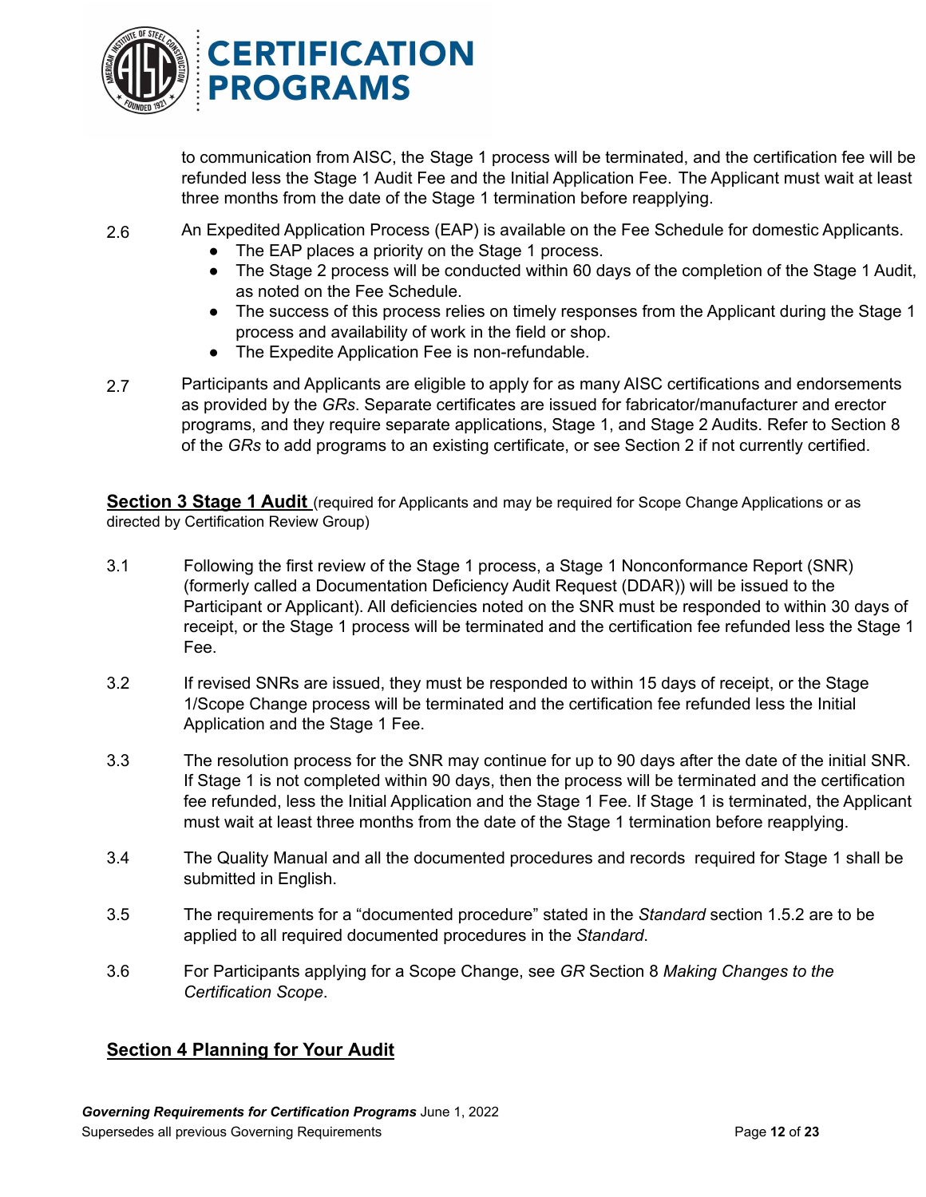to communication from AISC, the Stage 1 process will be terminated, and the certification fee will be refunded less the Stage 1 Audit Fee and the Initial Application Fee. The Applicant must wait at least three months from the date of the Stage 1 termination before reapplying.

2.6 An Expedited Application Process (EAP) is available on the Fee Schedule for domestic Applicants.
- The EAP places a priority on the Stage 1 process.
- The Stage 2 process will be conducted within 60 days of the completion of the Stage 1 Audit, as noted on the Fee Schedule.
- The success of this process relies on timely responses from the Applicant during the Stage 1 process and availability of work in the field or shop.
- The Expedite Application Fee is non-refundable.

2.7 Participants and Applicants are eligible to apply for as many AISC certifications and endorsements as provided by the *GRs*. Separate certificates are issued for fabricator/manufacturer and erector programs, and they require separate applications, Stage 1, and Stage 2 Audits. Refer to Section 8 of the *GRs* to add programs to an existing certificate, or see Section 2 if not currently certified.

## Section 3 Stage 1 Audit (required for Applicants and may be required for Scope Change Applications or as directed by Certification Review Group)

3.1 Following the first review of the Stage 1 process, a Stage 1 Nonconformance Report (SNR) (formerly called a Documentation Deficiency Audit Request (DDAR)) will be issued to the Participant or Applicant). All deficiencies noted on the SNR must be responded to within 30 days of receipt, or the Stage 1 process will be terminated and the certification fee refunded less the Stage 1 Fee.

3.2 If revised SNRs are issued, they must be responded to within 15 days of receipt, or the Stage 1/Scope Change process will be terminated and the certification fee refunded less the Initial Application and the Stage 1 Fee.

3.3 The resolution process for the SNR may continue for up to 90 days after the date of the initial SNR. If Stage 1 is not completed within 90 days, then the process will be terminated and the certification fee refunded, less the Initial Application and the Stage 1 Fee. If Stage 1 is terminated, the Applicant must wait at least three months from the date of the Stage 1 termination before reapplying.

3.4 The Quality Manual and all the documented procedures and records required for Stage 1 shall be submitted in English.

3.5 The requirements for a "documented procedure" stated in the *Standard* section 1.5.2 are to be applied to all required documented procedures in the *Standard*.

3.6 For Participants applying for a Scope Change, see *GR* Section 8 *Making Changes to the Certification Scope*.

## Section 4 Planning for Your Audit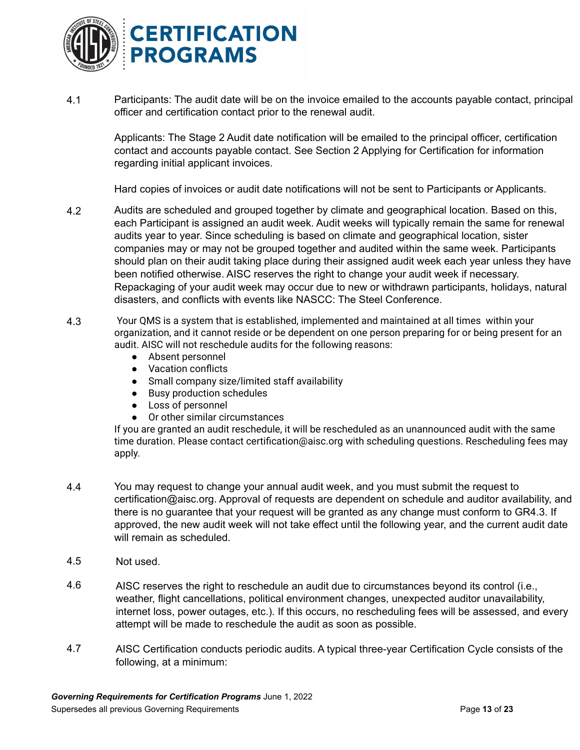4.1 Participants: The audit date will be on the invoice emailed to the accounts payable contact, principal officer and certification contact prior to the renewal audit.

Applicants: The Stage 2 Audit date notification will be emailed to the principal officer, certification contact and accounts payable contact. See Section 2 Applying for Certification for information regarding initial applicant invoices.

Hard copies of invoices or audit date notifications will not be sent to Participants or Applicants.

4.2 Audits are scheduled and grouped together by climate and geographical location. Based on this, each Participant is assigned an audit week. Audit weeks will typically remain the same for renewal audits year to year. Since scheduling is based on climate and geographical location, sister companies may or may not be grouped together and audited within the same week. Participants should plan on their audit taking place during their assigned audit week each year unless they have been notified otherwise. AISC reserves the right to change your audit week if necessary. Repackaging of your audit week may occur due to new or withdrawn participants, holidays, natural disasters, and conflicts with events like NASCC: The Steel Conference.

4.3 Your QMS is a system that is established, implemented and maintained at all times within your organization, and it cannot reside or be dependent on one person preparing for or being present for an audit. AISC will not reschedule audits for the following reasons:

- Absent personnel
- Vacation conflicts
- Small company size/limited staff availability
- Busy production schedules
- Loss of personnel
- Or other similar circumstances

If you are granted an audit reschedule, it will be rescheduled as an unannounced audit with the same time duration. Please contact certification@aisc.org with scheduling questions. Rescheduling fees may apply.

4.4 You may request to change your annual audit week, and you must submit the request to certification@aisc.org. Approval of requests are dependent on schedule and auditor availability, and there is no guarantee that your request will be granted as any change must conform to GR4.3. If approved, the new audit week will not take effect until the following year, and the current audit date will remain as scheduled.

4.5 Not used.

4.6 AISC reserves the right to reschedule an audit due to circumstances beyond its control (i.e., weather, flight cancellations, political environment changes, unexpected auditor unavailability, internet loss, power outages, etc.). If this occurs, no rescheduling fees will be assessed, and every attempt will be made to reschedule the audit as soon as possible.

4.7 AISC Certification conducts periodic audits. A typical three-year Certification Cycle consists of the following, at a minimum: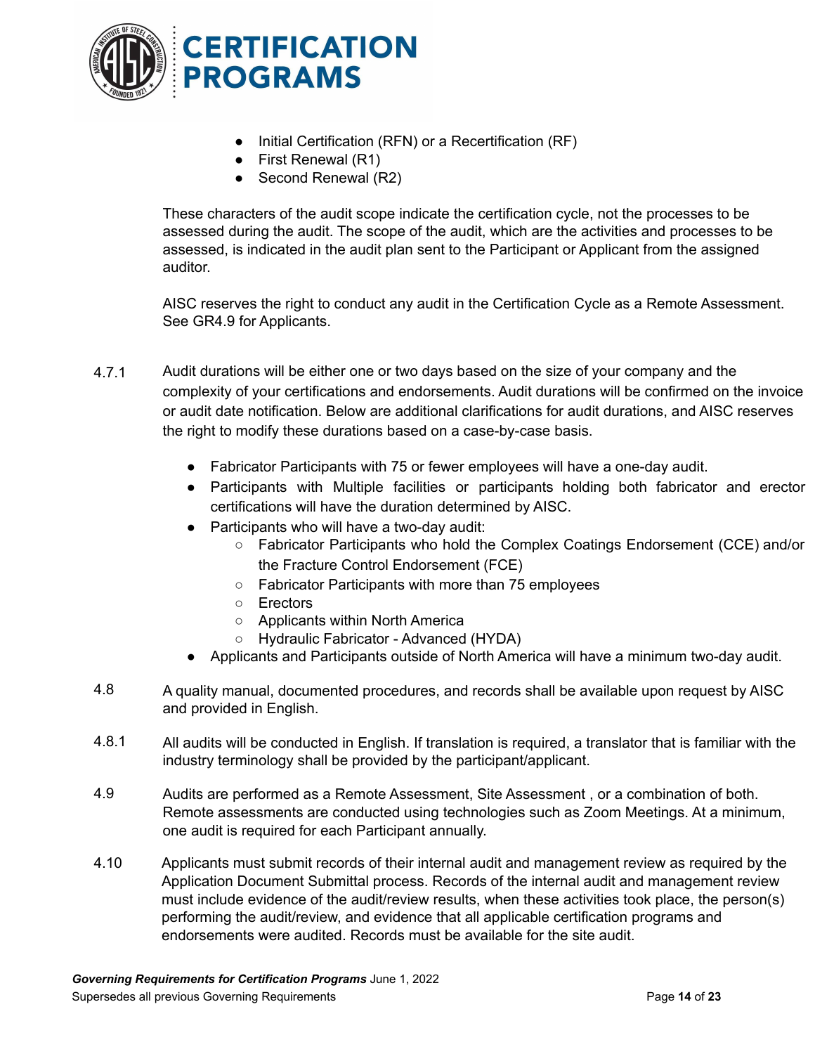- Initial Certification (RFN) or a Recertification (RF)
- First Renewal (R1)
- Second Renewal (R2)

These characters of the audit scope indicate the certification cycle, not the processes to be assessed during the audit. The scope of the audit, which are the activities and processes to be assessed, is indicated in the audit plan sent to the Participant or Applicant from the assigned auditor.

AISC reserves the right to conduct any audit in the Certification Cycle as a Remote Assessment. See GR4.9 for Applicants.

4.7.1 Audit durations will be either one or two days based on the size of your company and the complexity of your certifications and endorsements. Audit durations will be confirmed on the invoice or audit date notification. Below are additional clarifications for audit durations, and AISC reserves the right to modify these durations based on a case-by-case basis.

- Fabricator Participants with 75 or fewer employees will have a one-day audit.
- Participants with Multiple facilities or participants holding both fabricator and erector certifications will have the duration determined by AISC.
- Participants who will have a two-day audit:
  - Fabricator Participants who hold the Complex Coatings Endorsement (CCE) and/or the Fracture Control Endorsement (FCE)
  - Fabricator Participants with more than 75 employees
  - Erectors
  - Applicants within North America
  - Hydraulic Fabricator - Advanced (HYDA)
- Applicants and Participants outside of North America will have a minimum two-day audit.

4.8 A quality manual, documented procedures, and records shall be available upon request by AISC and provided in English.

4.8.1 All audits will be conducted in English. If translation is required, a translator that is familiar with the industry terminology shall be provided by the participant/applicant.

4.9 Audits are performed as a Remote Assessment, Site Assessment , or a combination of both. Remote assessments are conducted using technologies such as Zoom Meetings. At a minimum, one audit is required for each Participant annually.

4.10 Applicants must submit records of their internal audit and management review as required by the Application Document Submittal process. Records of the internal audit and management review must include evidence of the audit/review results, when these activities took place, the person(s) performing the audit/review, and evidence that all applicable certification programs and endorsements were audited. Records must be available for the site audit.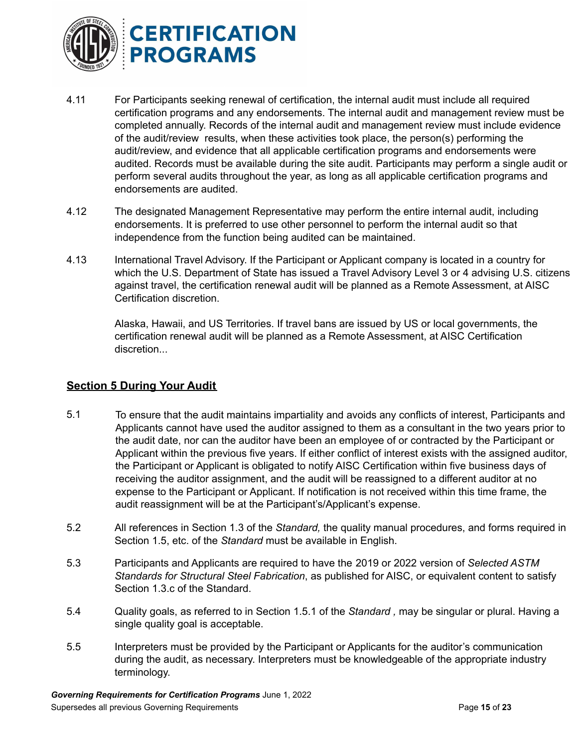4.11 For Participants seeking renewal of certification, the internal audit must include all required certification programs and any endorsements. The internal audit and management review must be completed annually. Records of the internal audit and management review must include evidence of the audit/review results, when these activities took place, the person(s) performing the audit/review, and evidence that all applicable certification programs and endorsements were audited. Records must be available during the site audit. Participants may perform a single audit or perform several audits throughout the year, as long as all applicable certification programs and endorsements are audited.

4.12 The designated Management Representative may perform the entire internal audit, including endorsements. It is preferred to use other personnel to perform the internal audit so that independence from the function being audited can be maintained.

4.13 International Travel Advisory. If the Participant or Applicant company is located in a country for which the U.S. Department of State has issued a Travel Advisory Level 3 or 4 advising U.S. citizens against travel, the certification renewal audit will be planned as a Remote Assessment, at AISC Certification discretion.

Alaska, Hawaii, and US Territories. If travel bans are issued by US or local governments, the certification renewal audit will be planned as a Remote Assessment, at AISC Certification discretion...

## Section 5 During Your Audit

5.1 To ensure that the audit maintains impartiality and avoids any conflicts of interest, Participants and Applicants cannot have used the auditor assigned to them as a consultant in the two years prior to the audit date, nor can the auditor have been an employee of or contracted by the Participant or Applicant within the previous five years. If either conflict of interest exists with the assigned auditor, the Participant or Applicant is obligated to notify AISC Certification within five business days of receiving the auditor assignment, and the audit will be reassigned to a different auditor at no expense to the Participant or Applicant. If notification is not received within this time frame, the audit reassignment will be at the Participant's/Applicant's expense.

5.2 All references in Section 1.3 of the *Standard,* the quality manual procedures, and forms required in Section 1.5, etc. of the *Standard* must be available in English.

5.3 Participants and Applicants are required to have the 2019 or 2022 version of *Selected ASTM Standards for Structural Steel Fabrication*, as published for AISC, or equivalent content to satisfy Section 1.3.c of the Standard.

5.4 Quality goals, as referred to in Section 1.5.1 of the *Standard ,* may be singular or plural. Having a single quality goal is acceptable.

5.5 Interpreters must be provided by the Participant or Applicants for the auditor's communication during the audit, as necessary. Interpreters must be knowledgeable of the appropriate industry terminology.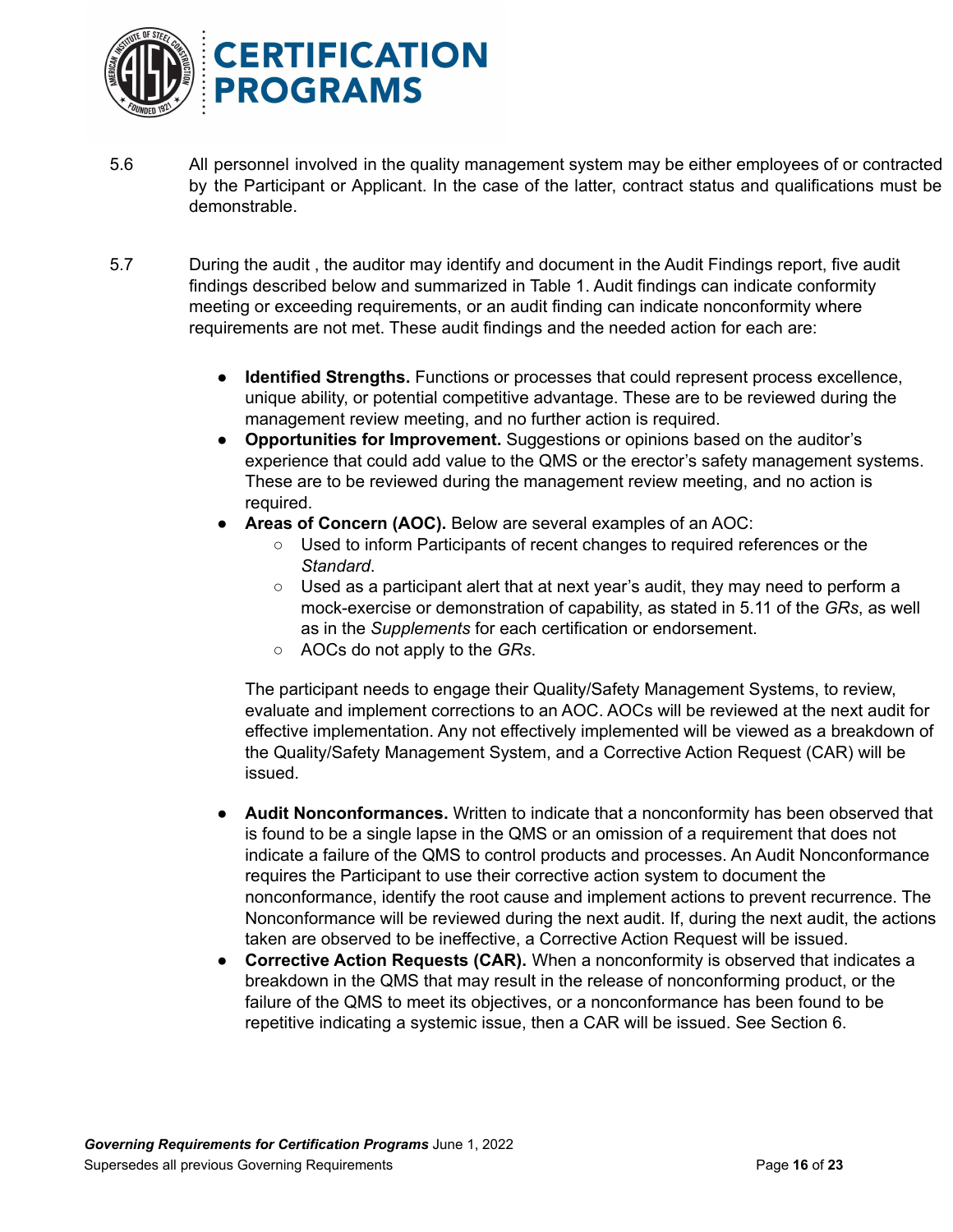5.6 All personnel involved in the quality management system may be either employees of or contracted by the Participant or Applicant. In the case of the latter, contract status and qualifications must be demonstrable.

5.7 During the audit , the auditor may identify and document in the Audit Findings report, five audit findings described below and summarized in Table 1. Audit findings can indicate conformity meeting or exceeding requirements, or an audit finding can indicate nonconformity where requirements are not met. These audit findings and the needed action for each are:

- **Identified Strengths.** Functions or processes that could represent process excellence, unique ability, or potential competitive advantage. These are to be reviewed during the management review meeting, and no further action is required.
- **Opportunities for Improvement.** Suggestions or opinions based on the auditor's experience that could add value to the QMS or the erector's safety management systems. These are to be reviewed during the management review meeting, and no action is required.
- **Areas of Concern (AOC).** Below are several examples of an AOC:
  - Used to inform Participants of recent changes to required references or the *Standard*.
  - Used as a participant alert that at next year's audit, they may need to perform a mock-exercise or demonstration of capability, as stated in 5.11 of the *GRs*, as well as in the *Supplements* for each certification or endorsement.
  - AOCs do not apply to the *GRs*.

  The participant needs to engage their Quality/Safety Management Systems, to review, evaluate and implement corrections to an AOC. AOCs will be reviewed at the next audit for effective implementation. Any not effectively implemented will be viewed as a breakdown of the Quality/Safety Management System, and a Corrective Action Request (CAR) will be issued.

- **Audit Nonconformances.** Written to indicate that a nonconformity has been observed that is found to be a single lapse in the QMS or an omission of a requirement that does not indicate a failure of the QMS to control products and processes. An Audit Nonconformance requires the Participant to use their corrective action system to document the nonconformance, identify the root cause and implement actions to prevent recurrence. The Nonconformance will be reviewed during the next audit. If, during the next audit, the actions taken are observed to be ineffective, a Corrective Action Request will be issued.
- **Corrective Action Requests (CAR).** When a nonconformity is observed that indicates a breakdown in the QMS that may result in the release of nonconforming product, or the failure of the QMS to meet its objectives, or a nonconformance has been found to be repetitive indicating a systemic issue, then a CAR will be issued. See Section 6.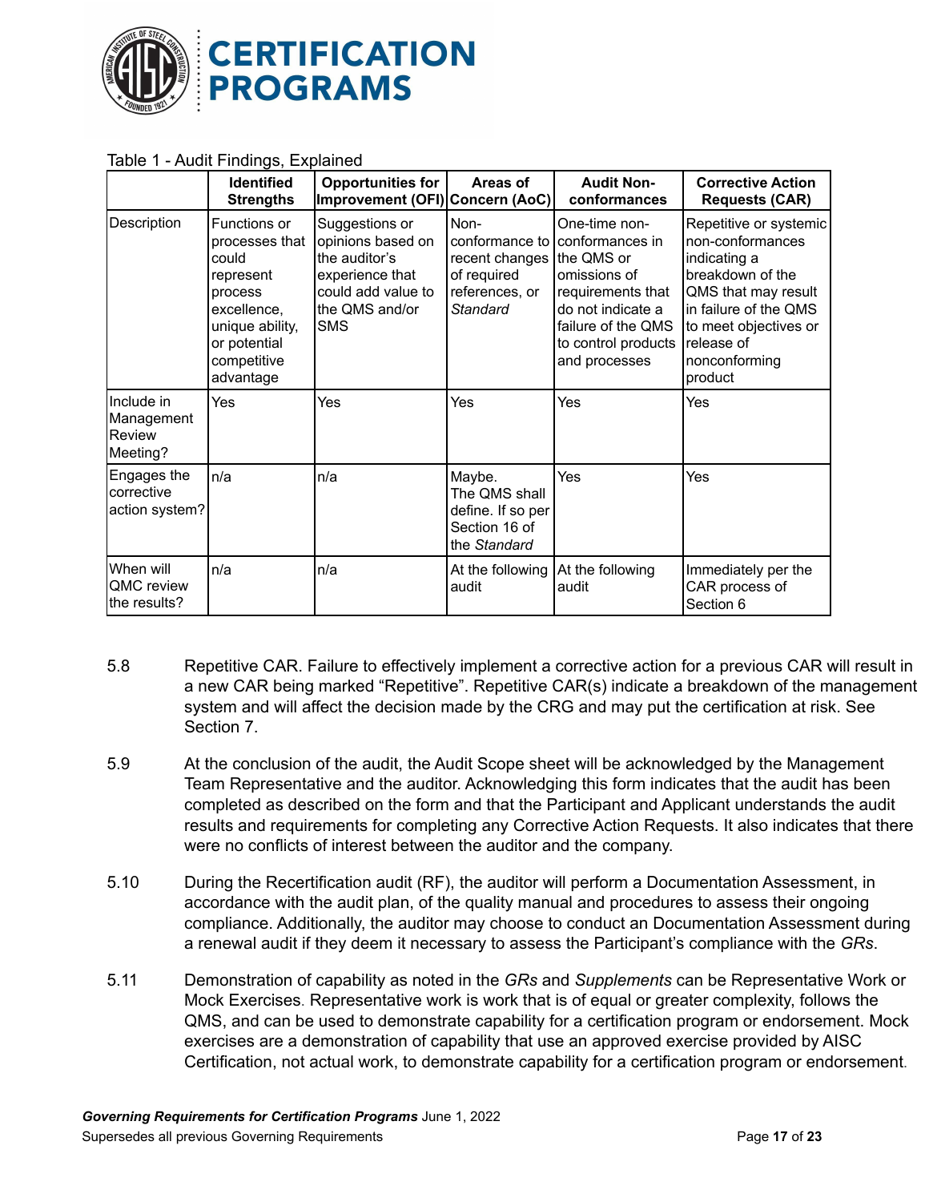Table 1 - Audit Findings, Explained

| | Identified Strengths | Opportunities for Improvement (OFI) | Areas of Concern (AoC) | Audit Non-conformances | Corrective Action Requests (CAR) |
|---|---|---|---|---|---|
| Description | Functions or processes that could represent process excellence, unique ability, or potential competitive advantage | Suggestions or opinions based on the auditor's experience that could add value to the QMS and/or SMS | Non-conformance to recent changes of required references, or *Standard* | One-time non-conformances in the QMS or omissions of requirements that do not indicate a failure of the QMS to control products and processes | Repetitive or systemic non-conformances indicating a breakdown of the QMS that may result in failure of the QMS to meet objectives or release of nonconforming product |
| Include in Management Review Meeting? | Yes | Yes | Yes | Yes | Yes |
| Engages the corrective action system? | n/a | n/a | Maybe. The QMS shall define. If so per Section 16 of the *Standard* | Yes | Yes |
| When will QMC review the results? | n/a | n/a | At the following audit | At the following audit | Immediately per the CAR process of Section 6 |

5.8 Repetitive CAR. Failure to effectively implement a corrective action for a previous CAR will result in a new CAR being marked "Repetitive". Repetitive CAR(s) indicate a breakdown of the management system and will affect the decision made by the CRG and may put the certification at risk. See Section 7.

5.9 At the conclusion of the audit, the Audit Scope sheet will be acknowledged by the Management Team Representative and the auditor. Acknowledging this form indicates that the audit has been completed as described on the form and that the Participant and Applicant understands the audit results and requirements for completing any Corrective Action Requests. It also indicates that there were no conflicts of interest between the auditor and the company.

5.10 During the Recertification audit (RF), the auditor will perform a Documentation Assessment, in accordance with the audit plan, of the quality manual and procedures to assess their ongoing compliance. Additionally, the auditor may choose to conduct an Documentation Assessment during a renewal audit if they deem it necessary to assess the Participant's compliance with the *GRs*.

5.11 Demonstration of capability as noted in the *GRs* and *Supplements* can be Representative Work or Mock Exercises. Representative work is work that is of equal or greater complexity, follows the QMS, and can be used to demonstrate capability for a certification program or endorsement. Mock exercises are a demonstration of capability that use an approved exercise provided by AISC Certification, not actual work, to demonstrate capability for a certification program or endorsement.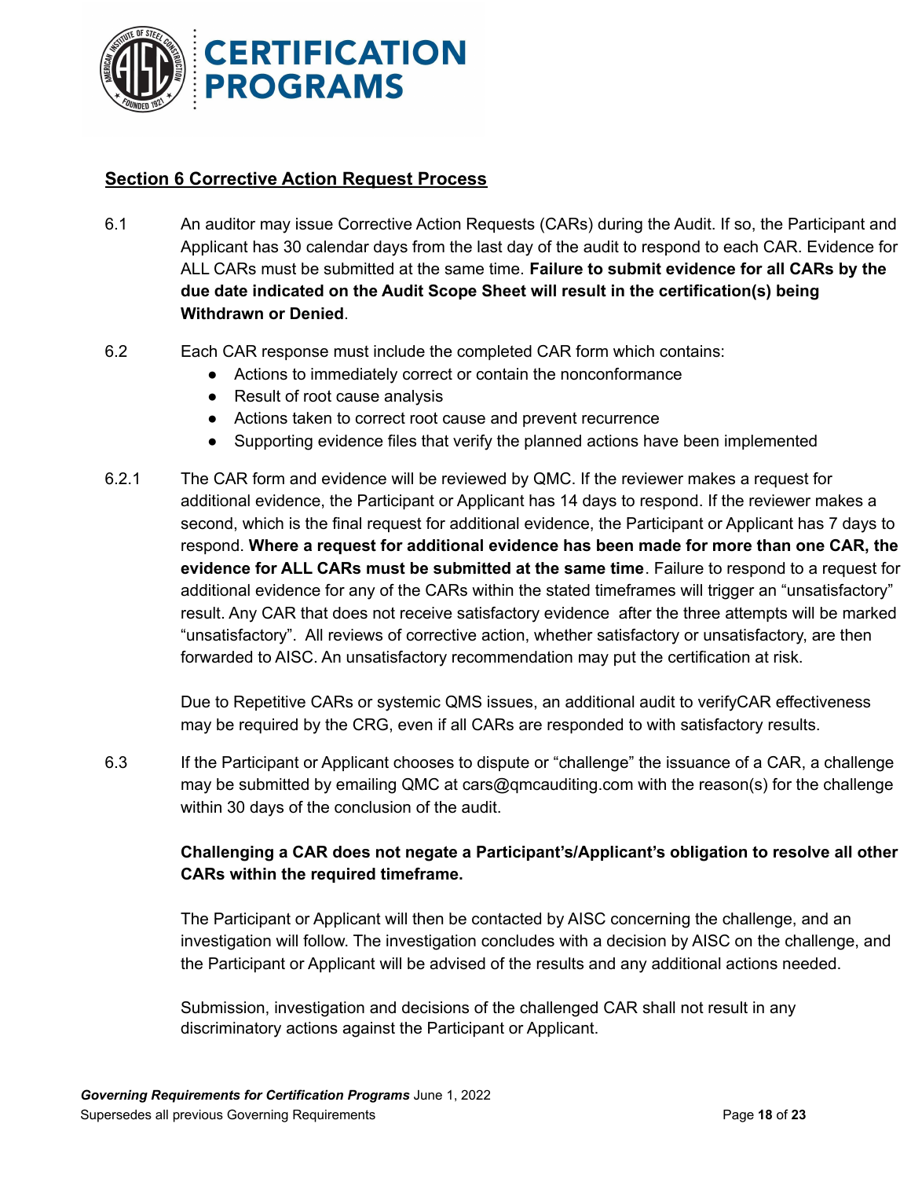## Section 6 Corrective Action Request Process

6.1 An auditor may issue Corrective Action Requests (CARs) during the Audit. If so, the Participant and Applicant has 30 calendar days from the last day of the audit to respond to each CAR. Evidence for ALL CARs must be submitted at the same time. **Failure to submit evidence for all CARs by the due date indicated on the Audit Scope Sheet will result in the certification(s) being Withdrawn or Denied**.

6.2 Each CAR response must include the completed CAR form which contains:

- Actions to immediately correct or contain the nonconformance
- Result of root cause analysis
- Actions taken to correct root cause and prevent recurrence
- Supporting evidence files that verify the planned actions have been implemented

6.2.1 The CAR form and evidence will be reviewed by QMC. If the reviewer makes a request for additional evidence, the Participant or Applicant has 14 days to respond. If the reviewer makes a second, which is the final request for additional evidence, the Participant or Applicant has 7 days to respond. **Where a request for additional evidence has been made for more than one CAR, the evidence for ALL CARs must be submitted at the same time**. Failure to respond to a request for additional evidence for any of the CARs within the stated timeframes will trigger an "unsatisfactory" result. Any CAR that does not receive satisfactory evidence after the three attempts will be marked "unsatisfactory". All reviews of corrective action, whether satisfactory or unsatisfactory, are then forwarded to AISC. An unsatisfactory recommendation may put the certification at risk.

Due to Repetitive CARs or systemic QMS issues, an additional audit to verifyCAR effectiveness may be required by the CRG, even if all CARs are responded to with satisfactory results.

6.3 If the Participant or Applicant chooses to dispute or "challenge" the issuance of a CAR, a challenge may be submitted by emailing QMC at cars@qmcauditing.com with the reason(s) for the challenge within 30 days of the conclusion of the audit.

**Challenging a CAR does not negate a Participant's/Applicant's obligation to resolve all other CARs within the required timeframe.**

The Participant or Applicant will then be contacted by AISC concerning the challenge, and an investigation will follow. The investigation concludes with a decision by AISC on the challenge, and the Participant or Applicant will be advised of the results and any additional actions needed.

Submission, investigation and decisions of the challenged CAR shall not result in any discriminatory actions against the Participant or Applicant.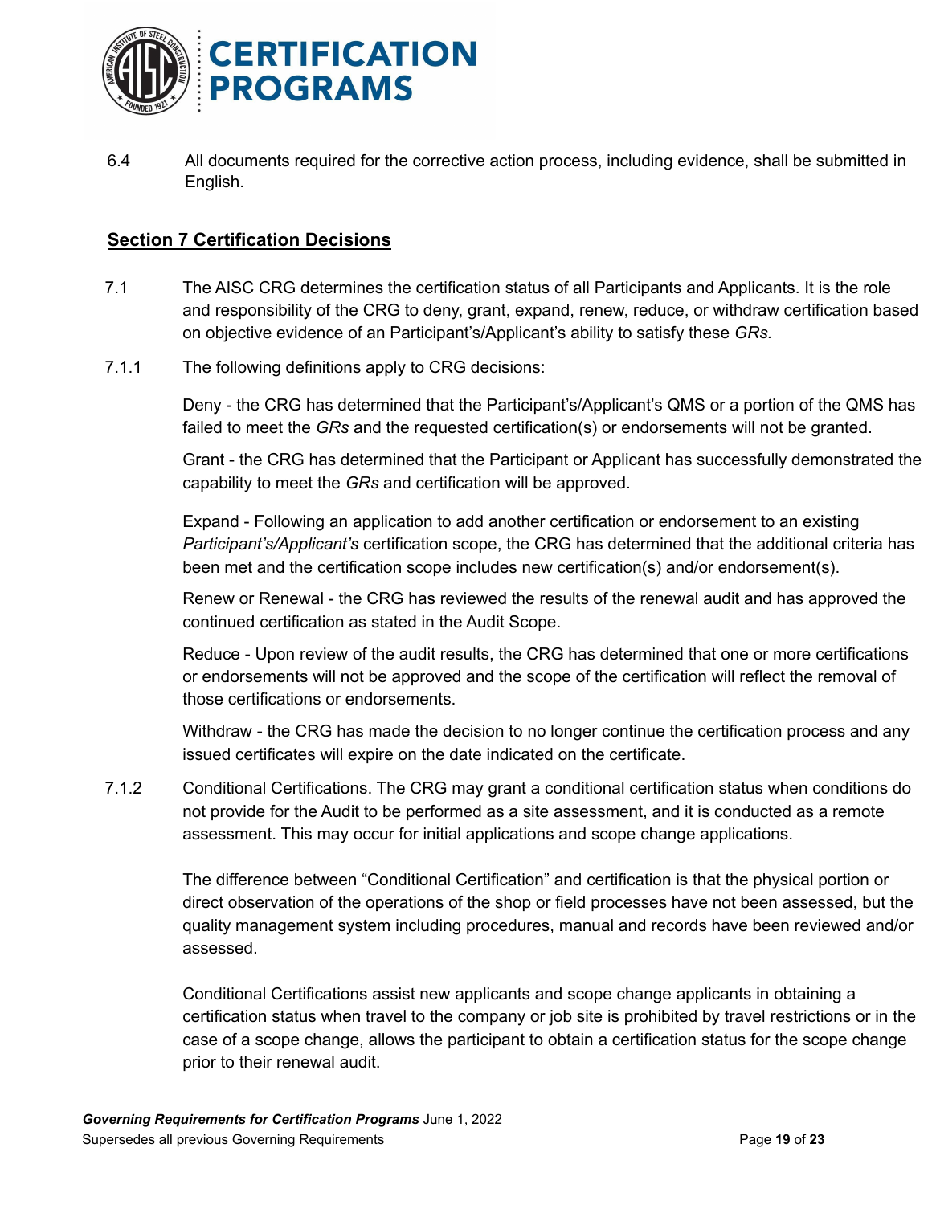6.4 All documents required for the corrective action process, including evidence, shall be submitted in English.

## Section 7 Certification Decisions

7.1 The AISC CRG determines the certification status of all Participants and Applicants. It is the role and responsibility of the CRG to deny, grant, expand, renew, reduce, or withdraw certification based on objective evidence of an Participant's/Applicant's ability to satisfy these *GRs.*

7.1.1 The following definitions apply to CRG decisions:

Deny - the CRG has determined that the Participant's/Applicant's QMS or a portion of the QMS has failed to meet the *GRs* and the requested certification(s) or endorsements will not be granted.

Grant - the CRG has determined that the Participant or Applicant has successfully demonstrated the capability to meet the *GRs* and certification will be approved.

Expand - Following an application to add another certification or endorsement to an existing *Participant's/Applicant's* certification scope, the CRG has determined that the additional criteria has been met and the certification scope includes new certification(s) and/or endorsement(s).

Renew or Renewal - the CRG has reviewed the results of the renewal audit and has approved the continued certification as stated in the Audit Scope.

Reduce - Upon review of the audit results, the CRG has determined that one or more certifications or endorsements will not be approved and the scope of the certification will reflect the removal of those certifications or endorsements.

Withdraw - the CRG has made the decision to no longer continue the certification process and any issued certificates will expire on the date indicated on the certificate.

7.1.2 Conditional Certifications. The CRG may grant a conditional certification status when conditions do not provide for the Audit to be performed as a site assessment, and it is conducted as a remote assessment. This may occur for initial applications and scope change applications.

The difference between "Conditional Certification" and certification is that the physical portion or direct observation of the operations of the shop or field processes have not been assessed, but the quality management system including procedures, manual and records have been reviewed and/or assessed.

Conditional Certifications assist new applicants and scope change applicants in obtaining a certification status when travel to the company or job site is prohibited by travel restrictions or in the case of a scope change, allows the participant to obtain a certification status for the scope change prior to their renewal audit.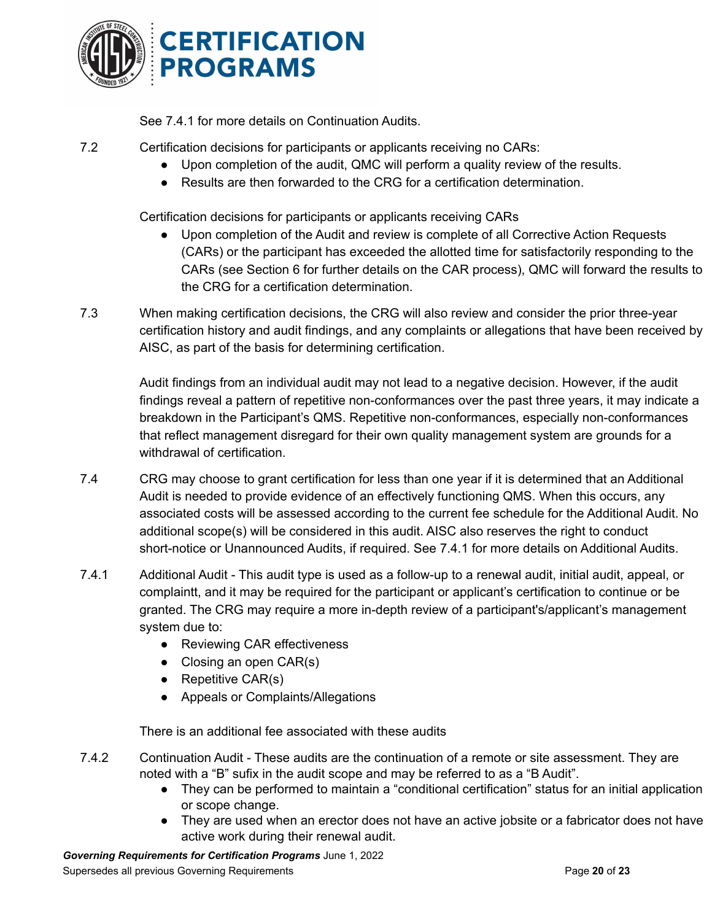See 7.4.1 for more details on Continuation Audits.

7.2 Certification decisions for participants or applicants receiving no CARs:

- Upon completion of the audit, QMC will perform a quality review of the results.
- Results are then forwarded to the CRG for a certification determination.

Certification decisions for participants or applicants receiving CARs

- Upon completion of the Audit and review is complete of all Corrective Action Requests (CARs) or the participant has exceeded the allotted time for satisfactorily responding to the CARs (see Section 6 for further details on the CAR process), QMC will forward the results to the CRG for a certification determination.

7.3 When making certification decisions, the CRG will also review and consider the prior three-year certification history and audit findings, and any complaints or allegations that have been received by AISC, as part of the basis for determining certification.

Audit findings from an individual audit may not lead to a negative decision. However, if the audit findings reveal a pattern of repetitive non-conformances over the past three years, it may indicate a breakdown in the Participant's QMS. Repetitive non-conformances, especially non-conformances that reflect management disregard for their own quality management system are grounds for a withdrawal of certification.

7.4 CRG may choose to grant certification for less than one year if it is determined that an Additional Audit is needed to provide evidence of an effectively functioning QMS. When this occurs, any associated costs will be assessed according to the current fee schedule for the Additional Audit. No additional scope(s) will be considered in this audit. AISC also reserves the right to conduct short-notice or Unannounced Audits, if required. See 7.4.1 for more details on Additional Audits.

7.4.1 Additional Audit - This audit type is used as a follow-up to a renewal audit, initial audit, appeal, or complaintt, and it may be required for the participant or applicant's certification to continue or be granted. The CRG may require a more in-depth review of a participant's/applicant's management system due to:

- Reviewing CAR effectiveness
- Closing an open CAR(s)
- Repetitive CAR(s)
- Appeals or Complaints/Allegations

There is an additional fee associated with these audits

7.4.2 Continuation Audit - These audits are the continuation of a remote or site assessment. They are noted with a "B" sufix in the audit scope and may be referred to as a "B Audit".

- They can be performed to maintain a "conditional certification" status for an initial application or scope change.
- They are used when an erector does not have an active jobsite or a fabricator does not have active work during their renewal audit.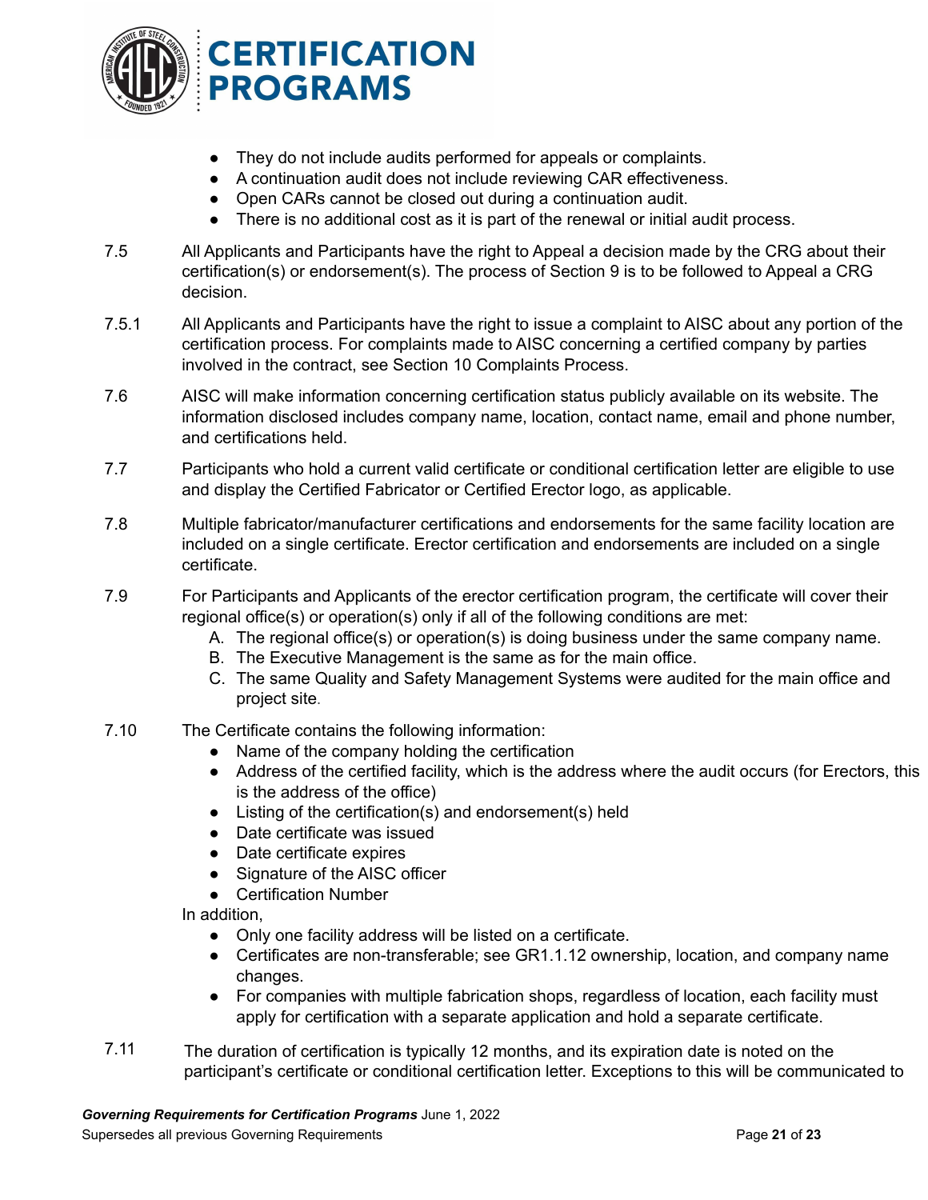- They do not include audits performed for appeals or complaints.
- A continuation audit does not include reviewing CAR effectiveness.
- Open CARs cannot be closed out during a continuation audit.
- There is no additional cost as it is part of the renewal or initial audit process.

7.5 All Applicants and Participants have the right to Appeal a decision made by the CRG about their certification(s) or endorsement(s). The process of Section 9 is to be followed to Appeal a CRG decision.

7.5.1 All Applicants and Participants have the right to issue a complaint to AISC about any portion of the certification process. For complaints made to AISC concerning a certified company by parties involved in the contract, see Section 10 Complaints Process.

7.6 AISC will make information concerning certification status publicly available on its website. The information disclosed includes company name, location, contact name, email and phone number, and certifications held.

7.7 Participants who hold a current valid certificate or conditional certification letter are eligible to use and display the Certified Fabricator or Certified Erector logo, as applicable.

7.8 Multiple fabricator/manufacturer certifications and endorsements for the same facility location are included on a single certificate. Erector certification and endorsements are included on a single certificate.

7.9 For Participants and Applicants of the erector certification program, the certificate will cover their regional office(s) or operation(s) only if all of the following conditions are met:

A. The regional office(s) or operation(s) is doing business under the same company name.
B. The Executive Management is the same as for the main office.
C. The same Quality and Safety Management Systems were audited for the main office and project site.

7.10 The Certificate contains the following information:

- Name of the company holding the certification
- Address of the certified facility, which is the address where the audit occurs (for Erectors, this is the address of the office)
- Listing of the certification(s) and endorsement(s) held
- Date certificate was issued
- Date certificate expires
- Signature of the AISC officer
- Certification Number

In addition,

- Only one facility address will be listed on a certificate.
- Certificates are non-transferable; see GR1.1.12 ownership, location, and company name changes.
- For companies with multiple fabrication shops, regardless of location, each facility must apply for certification with a separate application and hold a separate certificate.

7.11 The duration of certification is typically 12 months, and its expiration date is noted on the participant's certificate or conditional certification letter. Exceptions to this will be communicated to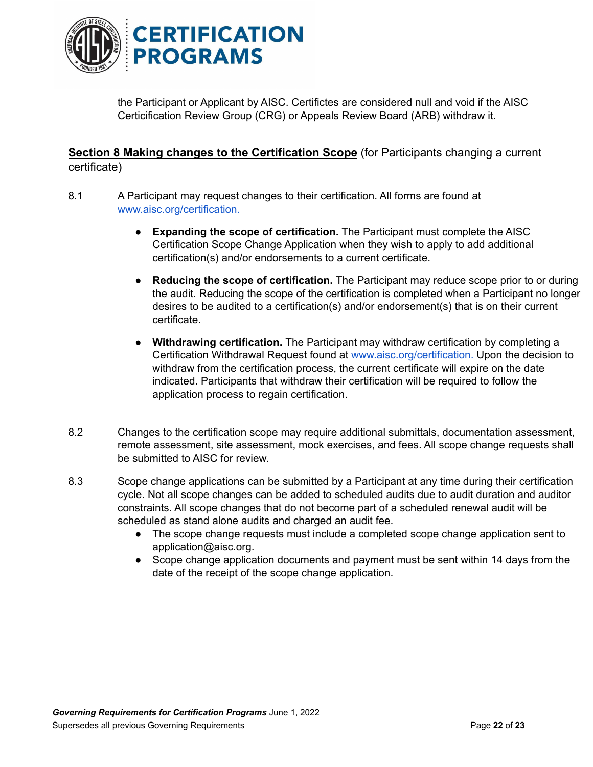the Participant or Applicant by AISC. Certifictes are considered null and void if the AISC Certicification Review Group (CRG) or Appeals Review Board (ARB) withdraw it.

## **<u>Section 8 Making changes to the Certification Scope</u>** (for Participants changing a current certificate)

8.1 A Participant may request changes to their certification. All forms are found at www.aisc.org/certification.

- **Expanding the scope of certification.** The Participant must complete the AISC Certification Scope Change Application when they wish to apply to add additional certification(s) and/or endorsements to a current certificate.

- **Reducing the scope of certification.** The Participant may reduce scope prior to or during the audit. Reducing the scope of the certification is completed when a Participant no longer desires to be audited to a certification(s) and/or endorsement(s) that is on their current certificate.

- **Withdrawing certification.** The Participant may withdraw certification by completing a Certification Withdrawal Request found at www.aisc.org/certification. Upon the decision to withdraw from the certification process, the current certificate will expire on the date indicated. Participants that withdraw their certification will be required to follow the application process to regain certification.

8.2 Changes to the certification scope may require additional submittals, documentation assessment, remote assessment, site assessment, mock exercises, and fees. All scope change requests shall be submitted to AISC for review.

8.3 Scope change applications can be submitted by a Participant at any time during their certification cycle. Not all scope changes can be added to scheduled audits due to audit duration and auditor constraints. All scope changes that do not become part of a scheduled renewal audit will be scheduled as stand alone audits and charged an audit fee.

- The scope change requests must include a completed scope change application sent to application@aisc.org.
- Scope change application documents and payment must be sent within 14 days from the date of the receipt of the scope change application.

***Governing Requirements for Certification Programs*** June 1, 2022
Supersedes all previous Governing Requirements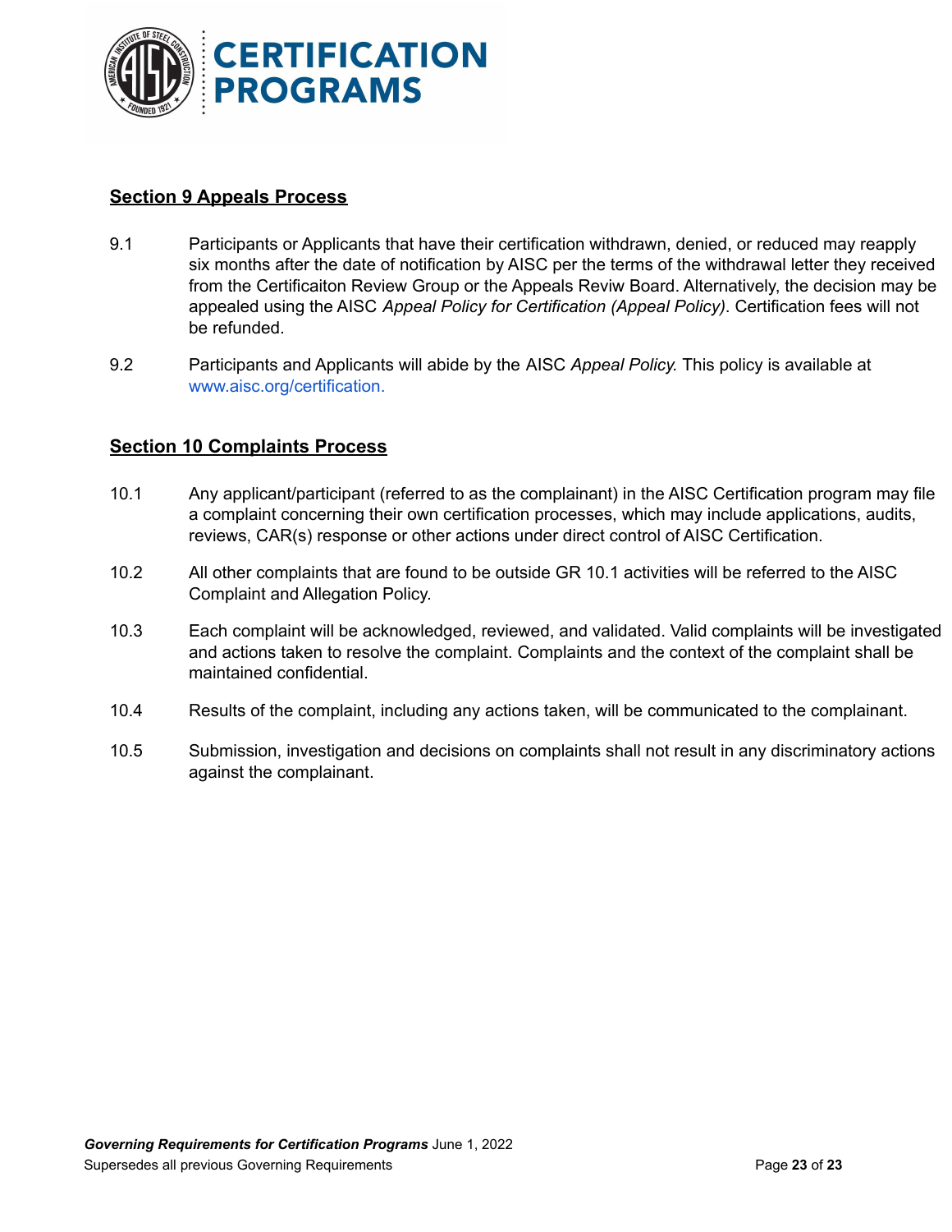## Section 9 Appeals Process

9.1 Participants or Applicants that have their certification withdrawn, denied, or reduced may reapply six months after the date of notification by AISC per the terms of the withdrawal letter they received from the Certificaiton Review Group or the Appeals Reviw Board. Alternatively, the decision may be appealed using the AISC *Appeal Policy for Certification (Appeal Policy)*. Certification fees will not be refunded.

9.2 Participants and Applicants will abide by the AISC *Appeal Policy.* This policy is available at www.aisc.org/certification.

## Section 10 Complaints Process

10.1 Any applicant/participant (referred to as the complainant) in the AISC Certification program may file a complaint concerning their own certification processes, which may include applications, audits, reviews, CAR(s) response or other actions under direct control of AISC Certification.

10.2 All other complaints that are found to be outside GR 10.1 activities will be referred to the AISC Complaint and Allegation Policy.

10.3 Each complaint will be acknowledged, reviewed, and validated. Valid complaints will be investigated and actions taken to resolve the complaint. Complaints and the context of the complaint shall be maintained confidential.

10.4 Results of the complaint, including any actions taken, will be communicated to the complainant.

10.5 Submission, investigation and decisions on complaints shall not result in any discriminatory actions against the complainant.